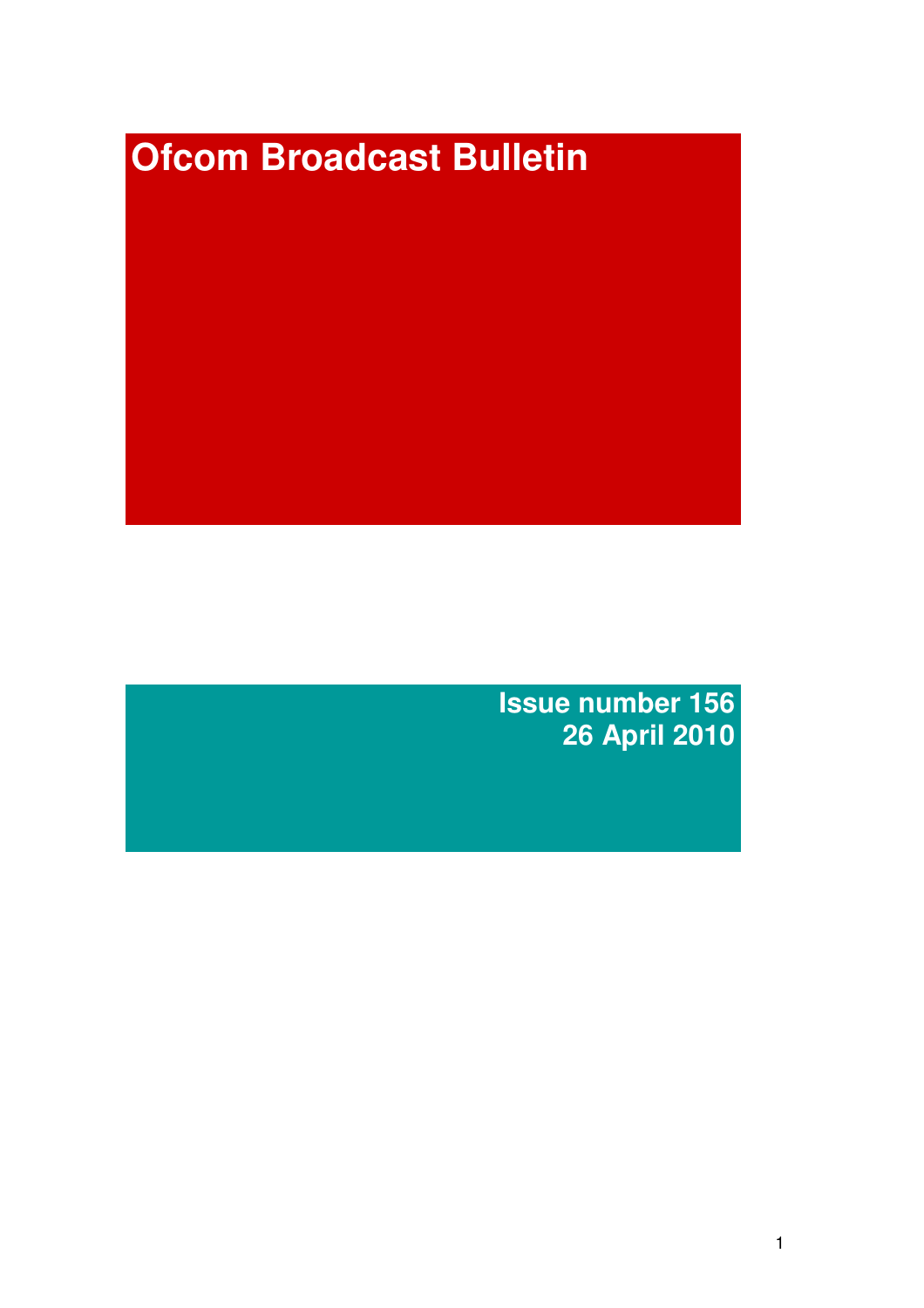# Ofcom Broadcast Bulletin

**Issue number 156**
**26 April 2010**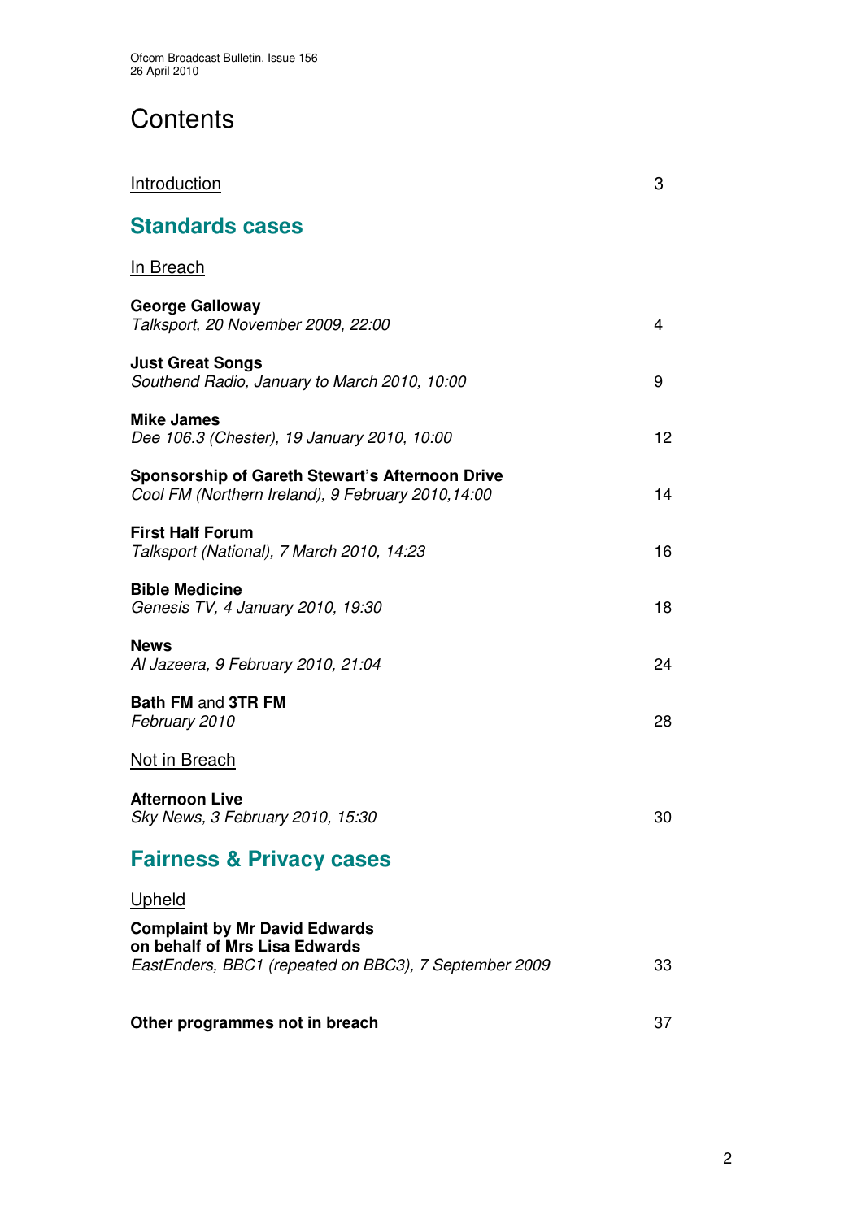# Contents

Introduction 3

## Standards cases

In Breach

**George Galloway**
*Talksport, 20 November 2009, 22:00* 4

**Just Great Songs**
*Southend Radio, January to March 2010, 10:00* 9

**Mike James**
*Dee 106.3 (Chester), 19 January 2010, 10:00* 12

**Sponsorship of Gareth Stewart's Afternoon Drive**
*Cool FM (Northern Ireland), 9 February 2010,14:00* 14

**First Half Forum**
*Talksport (National), 7 March 2010, 14:23* 16

**Bible Medicine**
*Genesis TV, 4 January 2010, 19:30* 18

**News**
*Al Jazeera, 9 February 2010, 21:04* 24

**Bath FM** and **3TR FM**
*February 2010* 28

Not in Breach

**Afternoon Live**
*Sky News, 3 February 2010, 15:30* 30

## Fairness & Privacy cases

Upheld

**Complaint by Mr David Edwards on behalf of Mrs Lisa Edwards**
*EastEnders, BBC1 (repeated on BBC3), 7 September 2009* 33

**Other programmes not in breach** 37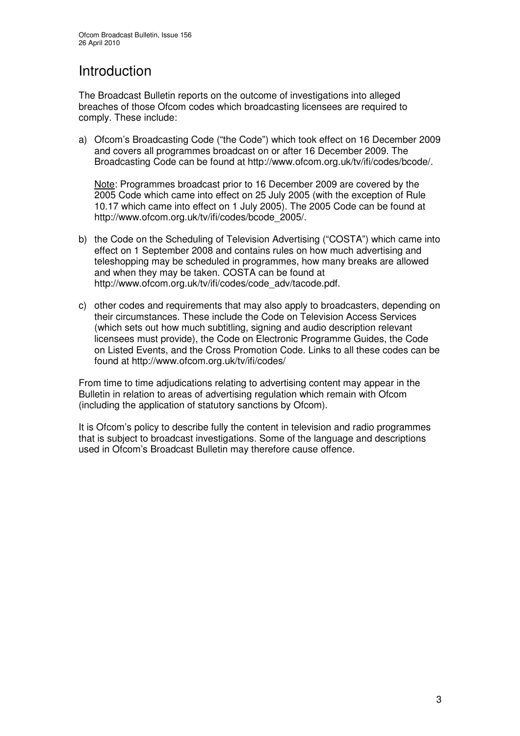# Introduction

The Broadcast Bulletin reports on the outcome of investigations into alleged breaches of those Ofcom codes which broadcasting licensees are required to comply. These include:

a) Ofcom's Broadcasting Code ("the Code") which took effect on 16 December 2009 and covers all programmes broadcast on or after 16 December 2009. The Broadcasting Code can be found at http://www.ofcom.org.uk/tv/ifi/codes/bcode/.

   Note: Programmes broadcast prior to 16 December 2009 are covered by the 2005 Code which came into effect on 25 July 2005 (with the exception of Rule 10.17 which came into effect on 1 July 2005). The 2005 Code can be found at http://www.ofcom.org.uk/tv/ifi/codes/bcode_2005/.

b) the Code on the Scheduling of Television Advertising ("COSTA") which came into effect on 1 September 2008 and contains rules on how much advertising and teleshopping may be scheduled in programmes, how many breaks are allowed and when they may be taken. COSTA can be found at http://www.ofcom.org.uk/tv/ifi/codes/code_adv/tacode.pdf.

c) other codes and requirements that may also apply to broadcasters, depending on their circumstances. These include the Code on Television Access Services (which sets out how much subtitling, signing and audio description relevant licensees must provide), the Code on Electronic Programme Guides, the Code on Listed Events, and the Cross Promotion Code. Links to all these codes can be found at http://www.ofcom.org.uk/tv/ifi/codes/

From time to time adjudications relating to advertising content may appear in the Bulletin in relation to areas of advertising regulation which remain with Ofcom (including the application of statutory sanctions by Ofcom).

It is Ofcom's policy to describe fully the content in television and radio programmes that is subject to broadcast investigations. Some of the language and descriptions used in Ofcom's Broadcast Bulletin may therefore cause offence.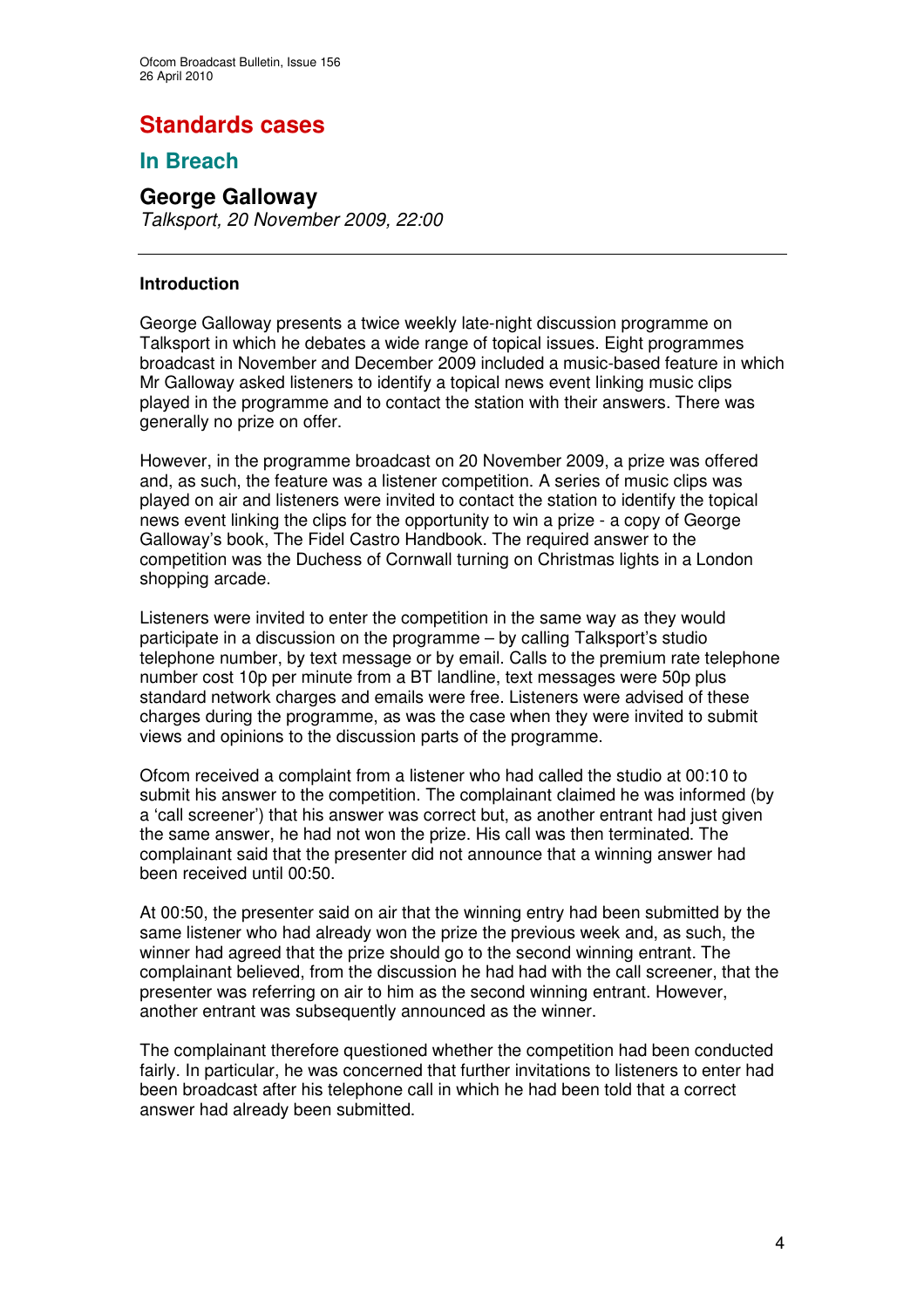# Standards cases

## In Breach

### George Galloway

*Talksport, 20 November 2009, 22:00*

---

**Introduction**

George Galloway presents a twice weekly late-night discussion programme on Talksport in which he debates a wide range of topical issues. Eight programmes broadcast in November and December 2009 included a music-based feature in which Mr Galloway asked listeners to identify a topical news event linking music clips played in the programme and to contact the station with their answers. There was generally no prize on offer.

However, in the programme broadcast on 20 November 2009, a prize was offered and, as such, the feature was a listener competition. A series of music clips was played on air and listeners were invited to contact the station to identify the topical news event linking the clips for the opportunity to win a prize - a copy of George Galloway's book, The Fidel Castro Handbook. The required answer to the competition was the Duchess of Cornwall turning on Christmas lights in a London shopping arcade.

Listeners were invited to enter the competition in the same way as they would participate in a discussion on the programme – by calling Talksport's studio telephone number, by text message or by email. Calls to the premium rate telephone number cost 10p per minute from a BT landline, text messages were 50p plus standard network charges and emails were free. Listeners were advised of these charges during the programme, as was the case when they were invited to submit views and opinions to the discussion parts of the programme.

Ofcom received a complaint from a listener who had called the studio at 00:10 to submit his answer to the competition. The complainant claimed he was informed (by a 'call screener') that his answer was correct but, as another entrant had just given the same answer, he had not won the prize. His call was then terminated. The complainant said that the presenter did not announce that a winning answer had been received until 00:50.

At 00:50, the presenter said on air that the winning entry had been submitted by the same listener who had already won the prize the previous week and, as such, the winner had agreed that the prize should go to the second winning entrant. The complainant believed, from the discussion he had had with the call screener, that the presenter was referring on air to him as the second winning entrant. However, another entrant was subsequently announced as the winner.

The complainant therefore questioned whether the competition had been conducted fairly. In particular, he was concerned that further invitations to listeners to enter had been broadcast after his telephone call in which he had been told that a correct answer had already been submitted.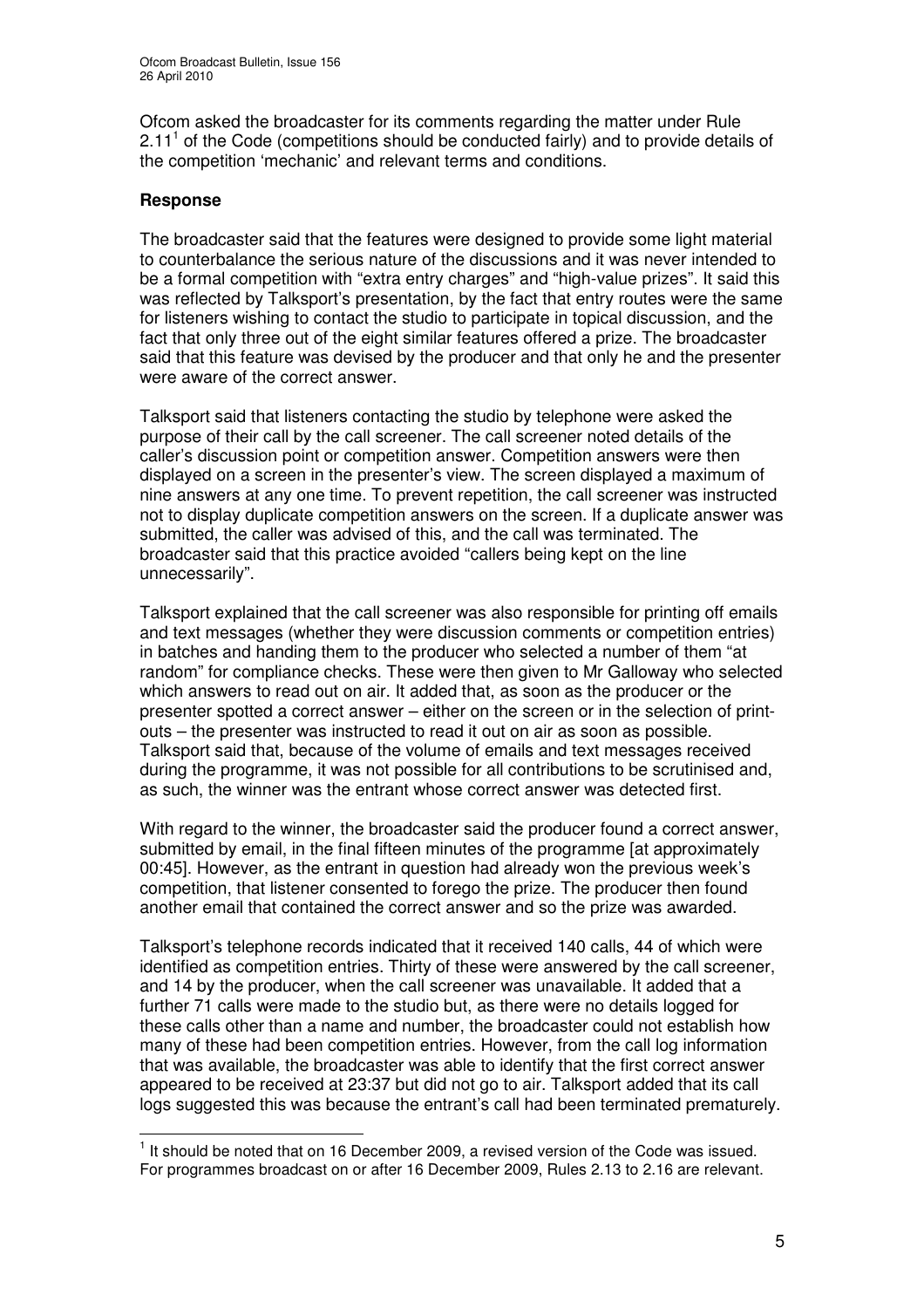Ofcom asked the broadcaster for its comments regarding the matter under Rule 2.11[1] of the Code (competitions should be conducted fairly) and to provide details of the competition 'mechanic' and relevant terms and conditions.

**Response**

The broadcaster said that the features were designed to provide some light material to counterbalance the serious nature of the discussions and it was never intended to be a formal competition with "extra entry charges" and "high-value prizes". It said this was reflected by Talksport's presentation, by the fact that entry routes were the same for listeners wishing to contact the studio to participate in topical discussion, and the fact that only three out of the eight similar features offered a prize. The broadcaster said that this feature was devised by the producer and that only he and the presenter were aware of the correct answer.

Talksport said that listeners contacting the studio by telephone were asked the purpose of their call by the call screener. The call screener noted details of the caller's discussion point or competition answer. Competition answers were then displayed on a screen in the presenter's view. The screen displayed a maximum of nine answers at any one time. To prevent repetition, the call screener was instructed not to display duplicate competition answers on the screen. If a duplicate answer was submitted, the caller was advised of this, and the call was terminated. The broadcaster said that this practice avoided "callers being kept on the line unnecessarily".

Talksport explained that the call screener was also responsible for printing off emails and text messages (whether they were discussion comments or competition entries) in batches and handing them to the producer who selected a number of them "at random" for compliance checks. These were then given to Mr Galloway who selected which answers to read out on air. It added that, as soon as the producer or the presenter spotted a correct answer – either on the screen or in the selection of print-outs – the presenter was instructed to read it out on air as soon as possible. Talksport said that, because of the volume of emails and text messages received during the programme, it was not possible for all contributions to be scrutinised and, as such, the winner was the entrant whose correct answer was detected first.

With regard to the winner, the broadcaster said the producer found a correct answer, submitted by email, in the final fifteen minutes of the programme [at approximately 00:45]. However, as the entrant in question had already won the previous week's competition, that listener consented to forego the prize. The producer then found another email that contained the correct answer and so the prize was awarded.

Talksport's telephone records indicated that it received 140 calls, 44 of which were identified as competition entries. Thirty of these were answered by the call screener, and 14 by the producer, when the call screener was unavailable. It added that a further 71 calls were made to the studio but, as there were no details logged for these calls other than a name and number, the broadcaster could not establish how many of these had been competition entries. However, from the call log information that was available, the broadcaster was able to identify that the first correct answer appeared to be received at 23:37 but did not go to air. Talksport added that its call logs suggested this was because the entrant's call had been terminated prematurely.

[1] It should be noted that on 16 December 2009, a revised version of the Code was issued. For programmes broadcast on or after 16 December 2009, Rules 2.13 to 2.16 are relevant.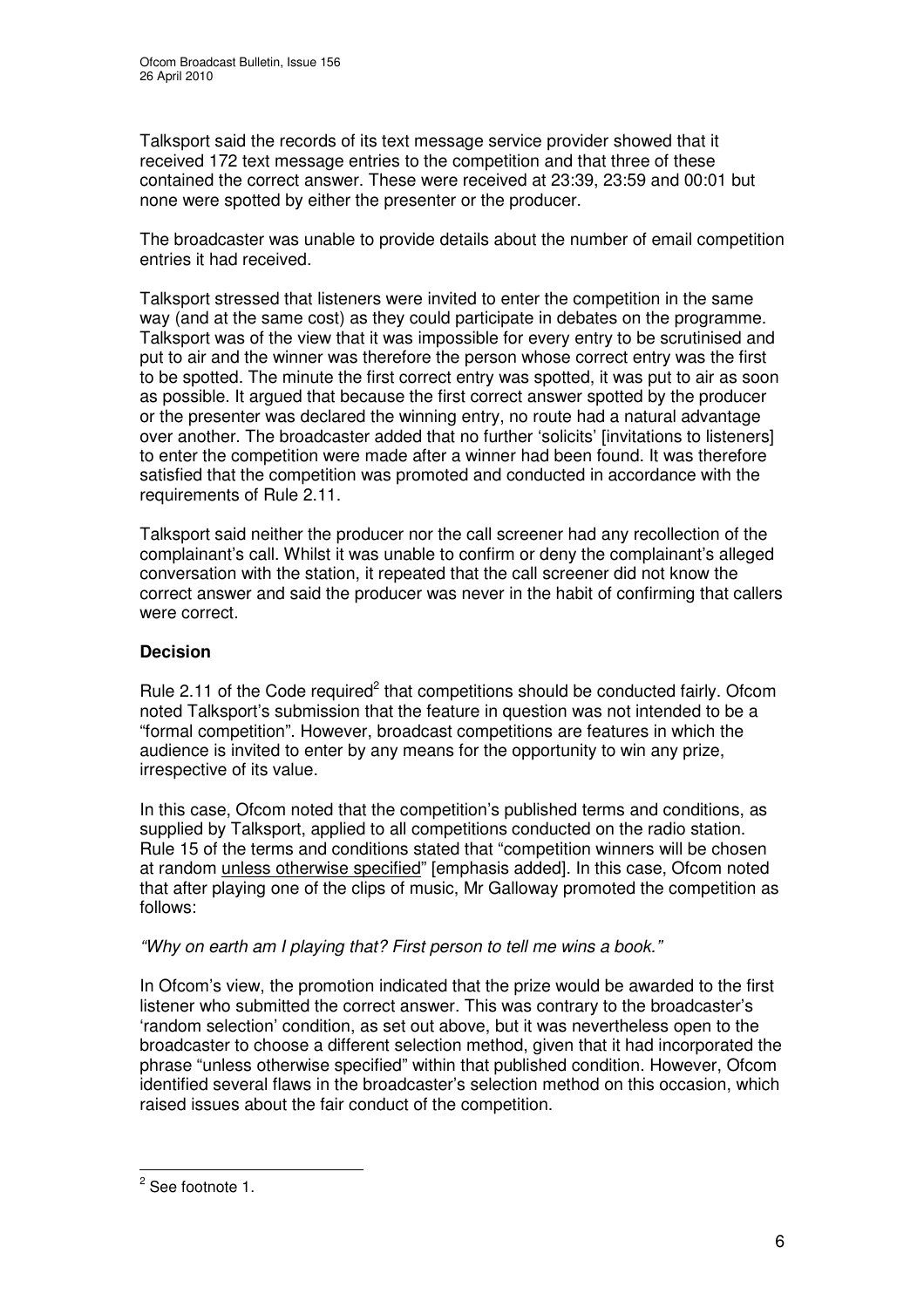Talksport said the records of its text message service provider showed that it received 172 text message entries to the competition and that three of these contained the correct answer. These were received at 23:39, 23:59 and 00:01 but none were spotted by either the presenter or the producer.

The broadcaster was unable to provide details about the number of email competition entries it had received.

Talksport stressed that listeners were invited to enter the competition in the same way (and at the same cost) as they could participate in debates on the programme. Talksport was of the view that it was impossible for every entry to be scrutinised and put to air and the winner was therefore the person whose correct entry was the first to be spotted. The minute the first correct entry was spotted, it was put to air as soon as possible. It argued that because the first correct answer spotted by the producer or the presenter was declared the winning entry, no route had a natural advantage over another. The broadcaster added that no further 'solicits' [invitations to listeners] to enter the competition were made after a winner had been found. It was therefore satisfied that the competition was promoted and conducted in accordance with the requirements of Rule 2.11.

Talksport said neither the producer nor the call screener had any recollection of the complainant's call. Whilst it was unable to confirm or deny the complainant's alleged conversation with the station, it repeated that the call screener did not know the correct answer and said the producer was never in the habit of confirming that callers were correct.

**Decision**

Rule 2.11 of the Code required[2] that competitions should be conducted fairly. Ofcom noted Talksport's submission that the feature in question was not intended to be a "formal competition". However, broadcast competitions are features in which the audience is invited to enter by any means for the opportunity to win any prize, irrespective of its value.

In this case, Ofcom noted that the competition's published terms and conditions, as supplied by Talksport, applied to all competitions conducted on the radio station. Rule 15 of the terms and conditions stated that "competition winners will be chosen at random <u>unless otherwise specified</u>" [emphasis added]. In this case, Ofcom noted that after playing one of the clips of music, Mr Galloway promoted the competition as follows:

*"Why on earth am I playing that? First person to tell me wins a book."*

In Ofcom's view, the promotion indicated that the prize would be awarded to the first listener who submitted the correct answer. This was contrary to the broadcaster's 'random selection' condition, as set out above, but it was nevertheless open to the broadcaster to choose a different selection method, given that it had incorporated the phrase "unless otherwise specified" within that published condition. However, Ofcom identified several flaws in the broadcaster's selection method on this occasion, which raised issues about the fair conduct of the competition.

---

[2] See footnote 1.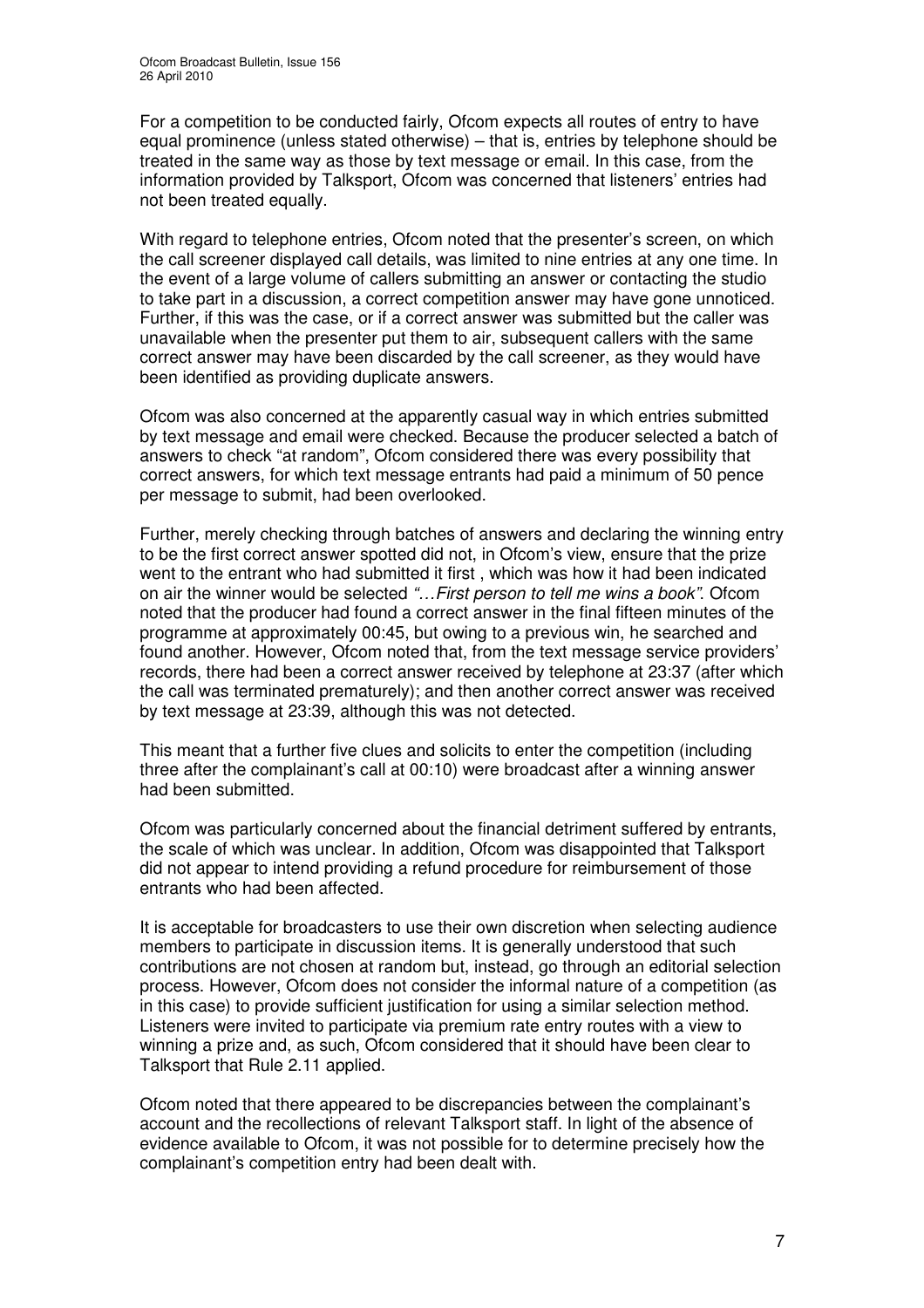For a competition to be conducted fairly, Ofcom expects all routes of entry to have equal prominence (unless stated otherwise) – that is, entries by telephone should be treated in the same way as those by text message or email. In this case, from the information provided by Talksport, Ofcom was concerned that listeners' entries had not been treated equally.

With regard to telephone entries, Ofcom noted that the presenter's screen, on which the call screener displayed call details, was limited to nine entries at any one time. In the event of a large volume of callers submitting an answer or contacting the studio to take part in a discussion, a correct competition answer may have gone unnoticed. Further, if this was the case, or if a correct answer was submitted but the caller was unavailable when the presenter put them to air, subsequent callers with the same correct answer may have been discarded by the call screener, as they would have been identified as providing duplicate answers.

Ofcom was also concerned at the apparently casual way in which entries submitted by text message and email were checked. Because the producer selected a batch of answers to check "at random", Ofcom considered there was every possibility that correct answers, for which text message entrants had paid a minimum of 50 pence per message to submit, had been overlooked.

Further, merely checking through batches of answers and declaring the winning entry to be the first correct answer spotted did not, in Ofcom's view, ensure that the prize went to the entrant who had submitted it first , which was how it had been indicated on air the winner would be selected *"…First person to tell me wins a book"*. Ofcom noted that the producer had found a correct answer in the final fifteen minutes of the programme at approximately 00:45, but owing to a previous win, he searched and found another. However, Ofcom noted that, from the text message service providers' records, there had been a correct answer received by telephone at 23:37 (after which the call was terminated prematurely); and then another correct answer was received by text message at 23:39, although this was not detected.

This meant that a further five clues and solicits to enter the competition (including three after the complainant's call at 00:10) were broadcast after a winning answer had been submitted.

Ofcom was particularly concerned about the financial detriment suffered by entrants, the scale of which was unclear. In addition, Ofcom was disappointed that Talksport did not appear to intend providing a refund procedure for reimbursement of those entrants who had been affected.

It is acceptable for broadcasters to use their own discretion when selecting audience members to participate in discussion items. It is generally understood that such contributions are not chosen at random but, instead, go through an editorial selection process. However, Ofcom does not consider the informal nature of a competition (as in this case) to provide sufficient justification for using a similar selection method. Listeners were invited to participate via premium rate entry routes with a view to winning a prize and, as such, Ofcom considered that it should have been clear to Talksport that Rule 2.11 applied.

Ofcom noted that there appeared to be discrepancies between the complainant's account and the recollections of relevant Talksport staff. In light of the absence of evidence available to Ofcom, it was not possible for to determine precisely how the complainant's competition entry had been dealt with.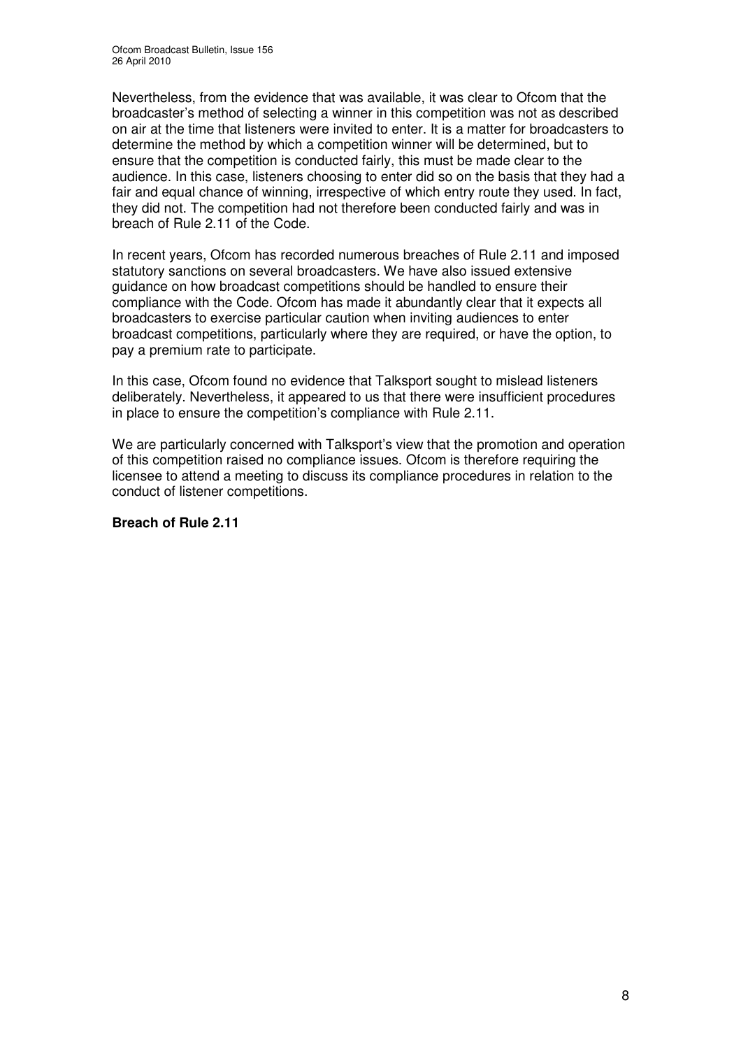Nevertheless, from the evidence that was available, it was clear to Ofcom that the broadcaster's method of selecting a winner in this competition was not as described on air at the time that listeners were invited to enter. It is a matter for broadcasters to determine the method by which a competition winner will be determined, but to ensure that the competition is conducted fairly, this must be made clear to the audience. In this case, listeners choosing to enter did so on the basis that they had a fair and equal chance of winning, irrespective of which entry route they used. In fact, they did not. The competition had not therefore been conducted fairly and was in breach of Rule 2.11 of the Code.

In recent years, Ofcom has recorded numerous breaches of Rule 2.11 and imposed statutory sanctions on several broadcasters. We have also issued extensive guidance on how broadcast competitions should be handled to ensure their compliance with the Code. Ofcom has made it abundantly clear that it expects all broadcasters to exercise particular caution when inviting audiences to enter broadcast competitions, particularly where they are required, or have the option, to pay a premium rate to participate.

In this case, Ofcom found no evidence that Talksport sought to mislead listeners deliberately. Nevertheless, it appeared to us that there were insufficient procedures in place to ensure the competition's compliance with Rule 2.11.

We are particularly concerned with Talksport's view that the promotion and operation of this competition raised no compliance issues. Ofcom is therefore requiring the licensee to attend a meeting to discuss its compliance procedures in relation to the conduct of listener competitions.

**Breach of Rule 2.11**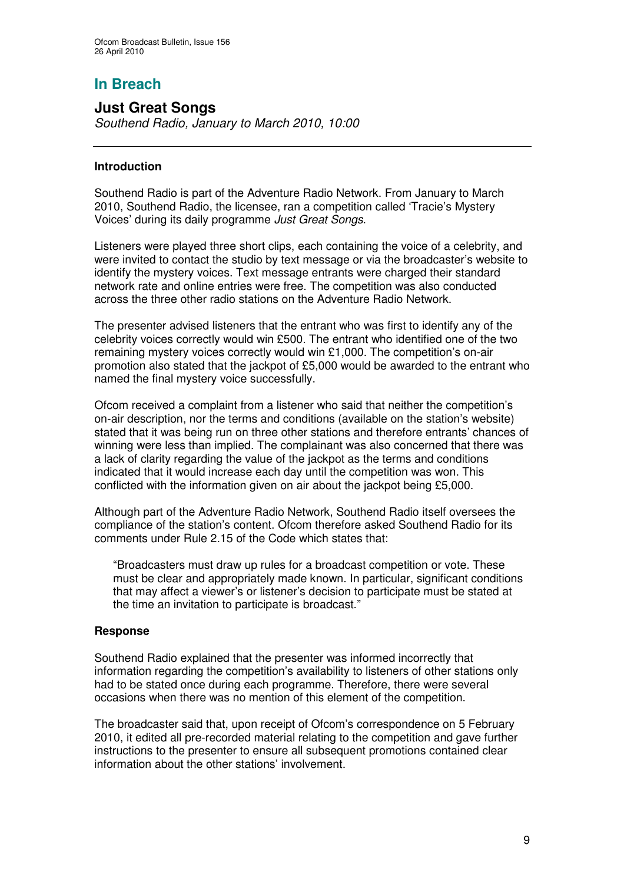# In Breach

## Just Great Songs

*Southend Radio, January to March 2010, 10:00*

---

### Introduction

Southend Radio is part of the Adventure Radio Network. From January to March 2010, Southend Radio, the licensee, ran a competition called 'Tracie's Mystery Voices' during its daily programme *Just Great Songs*.

Listeners were played three short clips, each containing the voice of a celebrity, and were invited to contact the studio by text message or via the broadcaster's website to identify the mystery voices. Text message entrants were charged their standard network rate and online entries were free. The competition was also conducted across the three other radio stations on the Adventure Radio Network.

The presenter advised listeners that the entrant who was first to identify any of the celebrity voices correctly would win £500. The entrant who identified one of the two remaining mystery voices correctly would win £1,000. The competition's on-air promotion also stated that the jackpot of £5,000 would be awarded to the entrant who named the final mystery voice successfully.

Ofcom received a complaint from a listener who said that neither the competition's on-air description, nor the terms and conditions (available on the station's website) stated that it was being run on three other stations and therefore entrants' chances of winning were less than implied. The complainant was also concerned that there was a lack of clarity regarding the value of the jackpot as the terms and conditions indicated that it would increase each day until the competition was won. This conflicted with the information given on air about the jackpot being £5,000.

Although part of the Adventure Radio Network, Southend Radio itself oversees the compliance of the station's content. Ofcom therefore asked Southend Radio for its comments under Rule 2.15 of the Code which states that:

> "Broadcasters must draw up rules for a broadcast competition or vote. These must be clear and appropriately made known. In particular, significant conditions that may affect a viewer's or listener's decision to participate must be stated at the time an invitation to participate is broadcast."

### Response

Southend Radio explained that the presenter was informed incorrectly that information regarding the competition's availability to listeners of other stations only had to be stated once during each programme. Therefore, there were several occasions when there was no mention of this element of the competition.

The broadcaster said that, upon receipt of Ofcom's correspondence on 5 February 2010, it edited all pre-recorded material relating to the competition and gave further instructions to the presenter to ensure all subsequent promotions contained clear information about the other stations' involvement.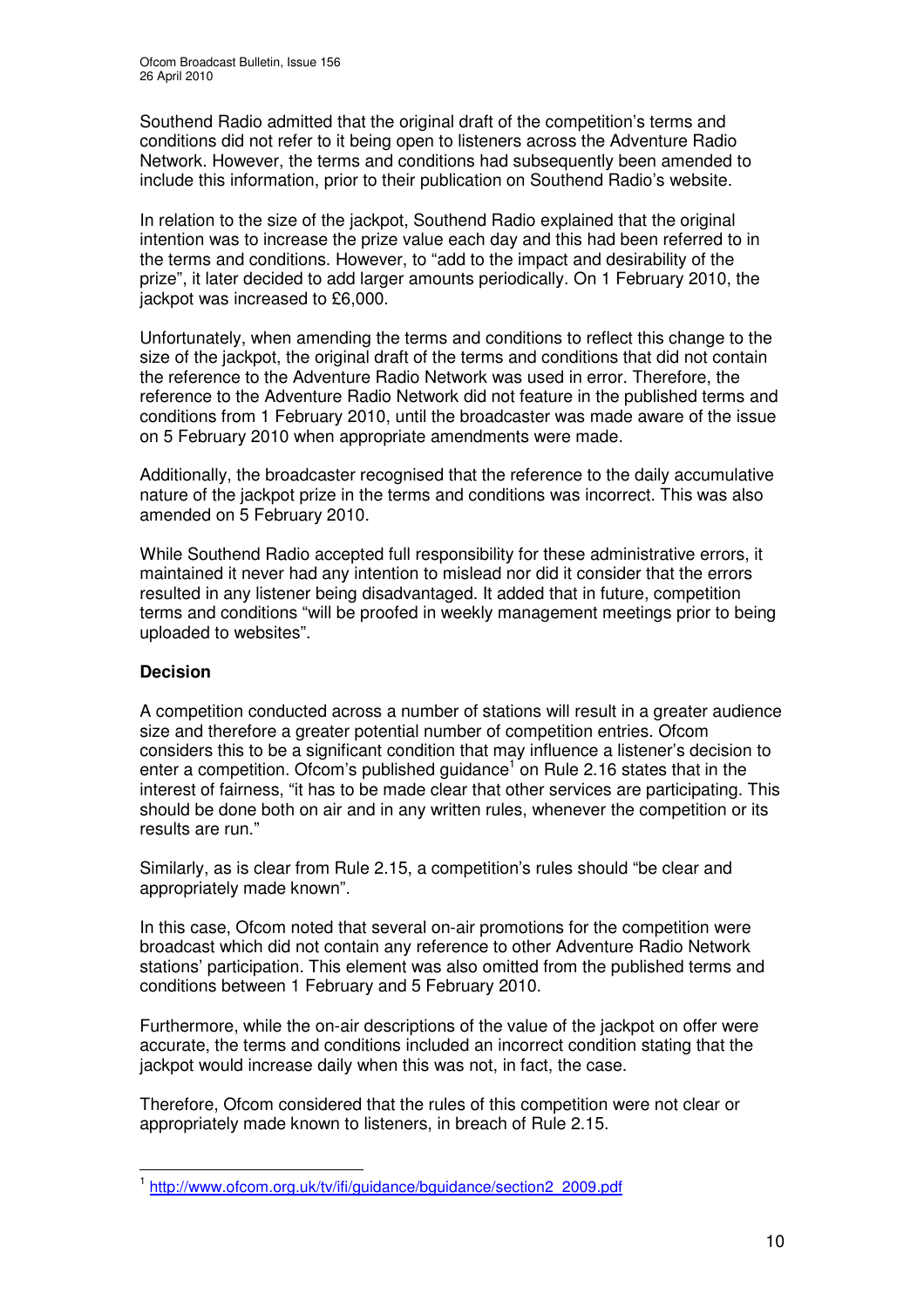Southend Radio admitted that the original draft of the competition's terms and conditions did not refer to it being open to listeners across the Adventure Radio Network. However, the terms and conditions had subsequently been amended to include this information, prior to their publication on Southend Radio's website.

In relation to the size of the jackpot, Southend Radio explained that the original intention was to increase the prize value each day and this had been referred to in the terms and conditions. However, to "add to the impact and desirability of the prize", it later decided to add larger amounts periodically. On 1 February 2010, the jackpot was increased to £6,000.

Unfortunately, when amending the terms and conditions to reflect this change to the size of the jackpot, the original draft of the terms and conditions that did not contain the reference to the Adventure Radio Network was used in error. Therefore, the reference to the Adventure Radio Network did not feature in the published terms and conditions from 1 February 2010, until the broadcaster was made aware of the issue on 5 February 2010 when appropriate amendments were made.

Additionally, the broadcaster recognised that the reference to the daily accumulative nature of the jackpot prize in the terms and conditions was incorrect. This was also amended on 5 February 2010.

While Southend Radio accepted full responsibility for these administrative errors, it maintained it never had any intention to mislead nor did it consider that the errors resulted in any listener being disadvantaged. It added that in future, competition terms and conditions "will be proofed in weekly management meetings prior to being uploaded to websites".

**Decision**

A competition conducted across a number of stations will result in a greater audience size and therefore a greater potential number of competition entries. Ofcom considers this to be a significant condition that may influence a listener's decision to enter a competition. Ofcom's published guidance[1] on Rule 2.16 states that in the interest of fairness, "it has to be made clear that other services are participating. This should be done both on air and in any written rules, whenever the competition or its results are run."

Similarly, as is clear from Rule 2.15, a competition's rules should "be clear and appropriately made known".

In this case, Ofcom noted that several on-air promotions for the competition were broadcast which did not contain any reference to other Adventure Radio Network stations' participation. This element was also omitted from the published terms and conditions between 1 February and 5 February 2010.

Furthermore, while the on-air descriptions of the value of the jackpot on offer were accurate, the terms and conditions included an incorrect condition stating that the jackpot would increase daily when this was not, in fact, the case.

Therefore, Ofcom considered that the rules of this competition were not clear or appropriately made known to listeners, in breach of Rule 2.15.

[1] http://www.ofcom.org.uk/tv/ifi/guidance/bguidance/section2_2009.pdf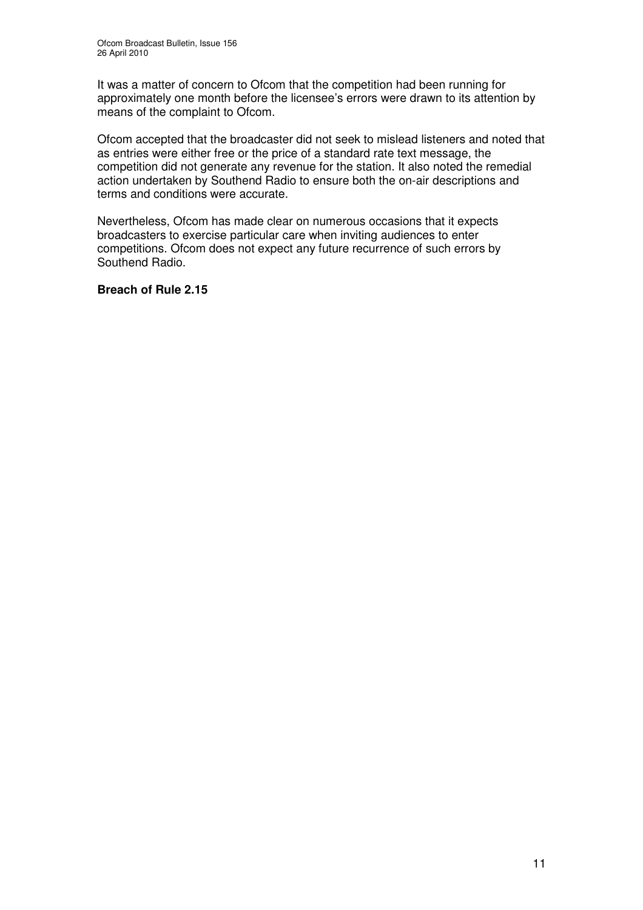It was a matter of concern to Ofcom that the competition had been running for approximately one month before the licensee's errors were drawn to its attention by means of the complaint to Ofcom.

Ofcom accepted that the broadcaster did not seek to mislead listeners and noted that as entries were either free or the price of a standard rate text message, the competition did not generate any revenue for the station. It also noted the remedial action undertaken by Southend Radio to ensure both the on-air descriptions and terms and conditions were accurate.

Nevertheless, Ofcom has made clear on numerous occasions that it expects broadcasters to exercise particular care when inviting audiences to enter competitions. Ofcom does not expect any future recurrence of such errors by Southend Radio.

**Breach of Rule 2.15**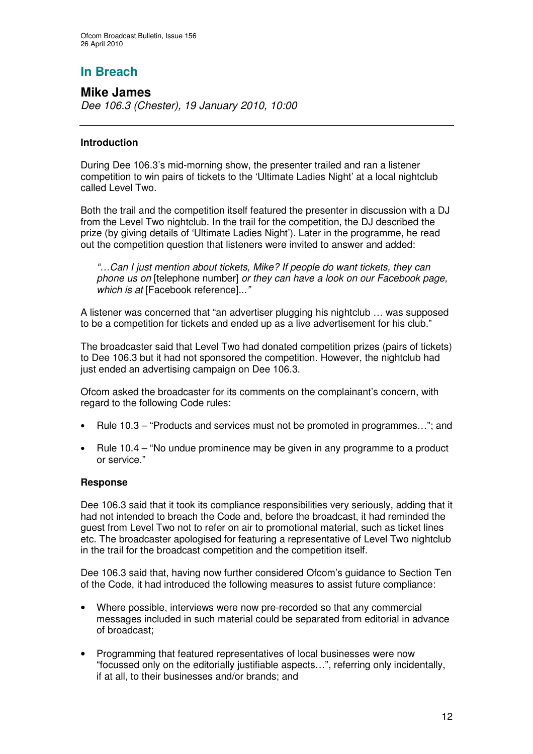## In Breach

### Mike James

*Dee 106.3 (Chester), 19 January 2010, 10:00*

---

#### Introduction

During Dee 106.3's mid-morning show, the presenter trailed and ran a listener competition to win pairs of tickets to the 'Ultimate Ladies Night' at a local nightclub called Level Two.

Both the trail and the competition itself featured the presenter in discussion with a DJ from the Level Two nightclub. In the trail for the competition, the DJ described the prize (by giving details of 'Ultimate Ladies Night'). Later in the programme, he read out the competition question that listeners were invited to answer and added:

> *"…Can I just mention about tickets, Mike? If people do want tickets, they can phone us on* [telephone number] *or they can have a look on our Facebook page, which is at* [Facebook reference]*..."*

A listener was concerned that "an advertiser plugging his nightclub … was supposed to be a competition for tickets and ended up as a live advertisement for his club."

The broadcaster said that Level Two had donated competition prizes (pairs of tickets) to Dee 106.3 but it had not sponsored the competition. However, the nightclub had just ended an advertising campaign on Dee 106.3.

Ofcom asked the broadcaster for its comments on the complainant's concern, with regard to the following Code rules:

- Rule 10.3 – "Products and services must not be promoted in programmes…"; and
- Rule 10.4 – "No undue prominence may be given in any programme to a product or service."

#### Response

Dee 106.3 said that it took its compliance responsibilities very seriously, adding that it had not intended to breach the Code and, before the broadcast, it had reminded the guest from Level Two not to refer on air to promotional material, such as ticket lines etc. The broadcaster apologised for featuring a representative of Level Two nightclub in the trail for the broadcast competition and the competition itself.

Dee 106.3 said that, having now further considered Ofcom's guidance to Section Ten of the Code, it had introduced the following measures to assist future compliance:

- Where possible, interviews were now pre-recorded so that any commercial messages included in such material could be separated from editorial in advance of broadcast;
- Programming that featured representatives of local businesses were now "focussed only on the editorially justifiable aspects…", referring only incidentally, if at all, to their businesses and/or brands; and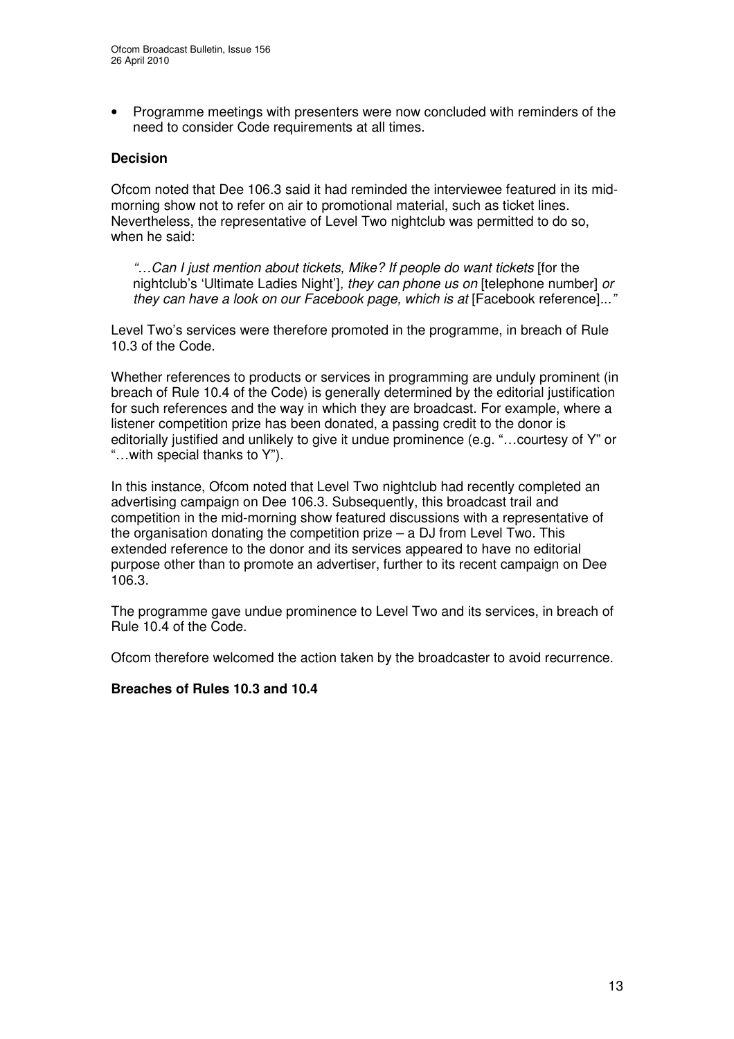- Programme meetings with presenters were now concluded with reminders of the need to consider Code requirements at all times.

### Decision

Ofcom noted that Dee 106.3 said it had reminded the interviewee featured in its mid-morning show not to refer on air to promotional material, such as ticket lines. Nevertheless, the representative of Level Two nightclub was permitted to do so, when he said:

> *"…Can I just mention about tickets, Mike? If people do want tickets* [for the nightclub's 'Ultimate Ladies Night']*, they can phone us on* [telephone number] *or they can have a look on our Facebook page, which is at* [Facebook reference]*..."*

Level Two's services were therefore promoted in the programme, in breach of Rule 10.3 of the Code.

Whether references to products or services in programming are unduly prominent (in breach of Rule 10.4 of the Code) is generally determined by the editorial justification for such references and the way in which they are broadcast. For example, where a listener competition prize has been donated, a passing credit to the donor is editorially justified and unlikely to give it undue prominence (e.g. "…courtesy of Y" or "…with special thanks to Y").

In this instance, Ofcom noted that Level Two nightclub had recently completed an advertising campaign on Dee 106.3. Subsequently, this broadcast trail and competition in the mid-morning show featured discussions with a representative of the organisation donating the competition prize – a DJ from Level Two. This extended reference to the donor and its services appeared to have no editorial purpose other than to promote an advertiser, further to its recent campaign on Dee 106.3.

The programme gave undue prominence to Level Two and its services, in breach of Rule 10.4 of the Code.

Ofcom therefore welcomed the action taken by the broadcaster to avoid recurrence.

**Breaches of Rules 10.3 and 10.4**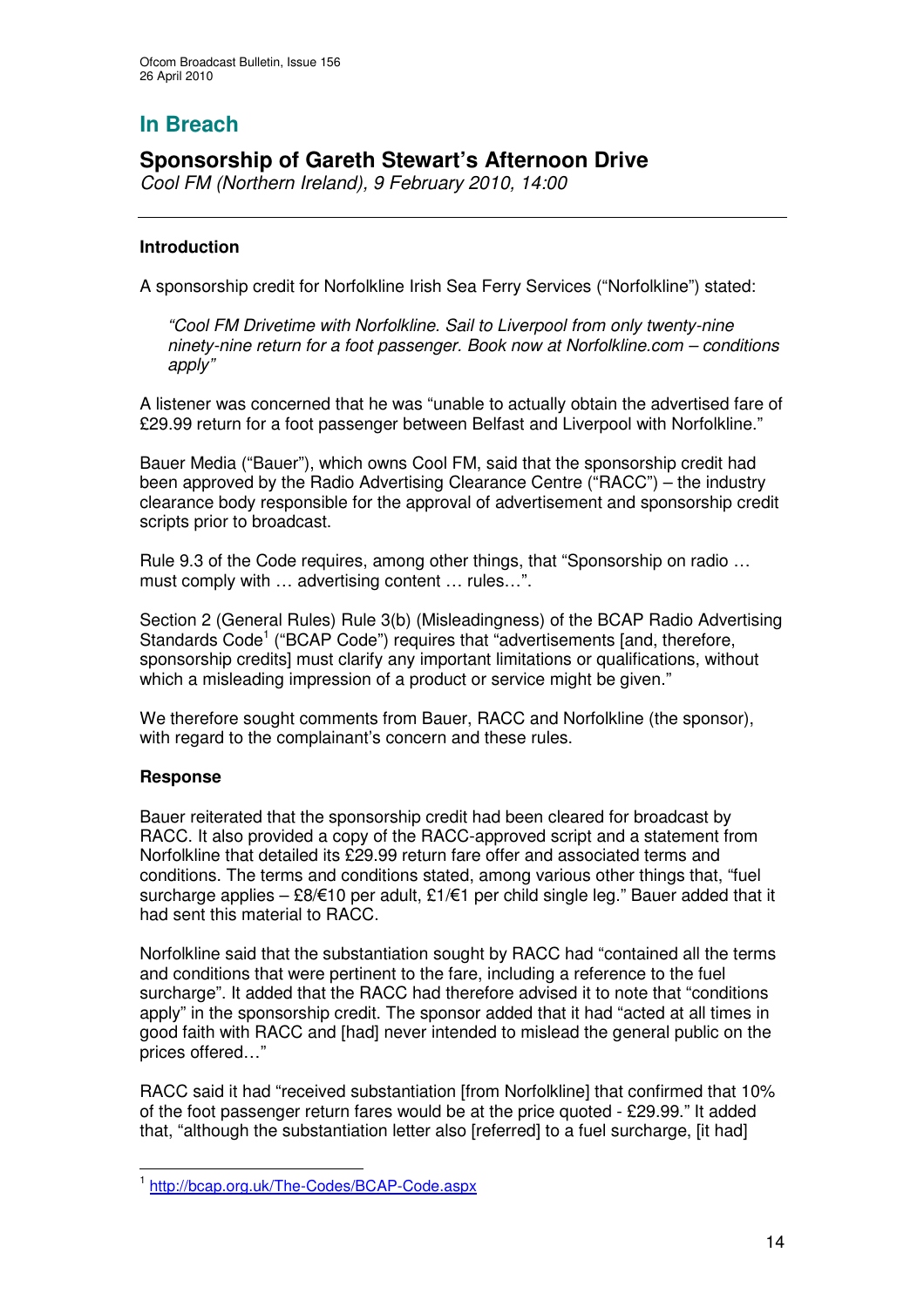# In Breach

## Sponsorship of Gareth Stewart's Afternoon Drive

*Cool FM (Northern Ireland), 9 February 2010, 14:00*

---

### Introduction

A sponsorship credit for Norfolkline Irish Sea Ferry Services ("Norfolkline") stated:

> *"Cool FM Drivetime with Norfolkline. Sail to Liverpool from only twenty-nine ninety-nine return for a foot passenger. Book now at Norfolkline.com – conditions apply"*

A listener was concerned that he was "unable to actually obtain the advertised fare of £29.99 return for a foot passenger between Belfast and Liverpool with Norfolkline."

Bauer Media ("Bauer"), which owns Cool FM, said that the sponsorship credit had been approved by the Radio Advertising Clearance Centre ("RACC") – the industry clearance body responsible for the approval of advertisement and sponsorship credit scripts prior to broadcast.

Rule 9.3 of the Code requires, among other things, that "Sponsorship on radio … must comply with … advertising content … rules…".

Section 2 (General Rules) Rule 3(b) (Misleadingness) of the BCAP Radio Advertising Standards Code[1] ("BCAP Code") requires that "advertisements [and, therefore, sponsorship credits] must clarify any important limitations or qualifications, without which a misleading impression of a product or service might be given."

We therefore sought comments from Bauer, RACC and Norfolkline (the sponsor), with regard to the complainant's concern and these rules.

### Response

Bauer reiterated that the sponsorship credit had been cleared for broadcast by RACC. It also provided a copy of the RACC-approved script and a statement from Norfolkline that detailed its £29.99 return fare offer and associated terms and conditions. The terms and conditions stated, among various other things that, "fuel surcharge applies – £8/€10 per adult, £1/€1 per child single leg." Bauer added that it had sent this material to RACC.

Norfolkline said that the substantiation sought by RACC had "contained all the terms and conditions that were pertinent to the fare, including a reference to the fuel surcharge". It added that the RACC had therefore advised it to note that "conditions apply" in the sponsorship credit. The sponsor added that it had "acted at all times in good faith with RACC and [had] never intended to mislead the general public on the prices offered…"

RACC said it had "received substantiation [from Norfolkline] that confirmed that 10% of the foot passenger return fares would be at the price quoted - £29.99." It added that, "although the substantiation letter also [referred] to a fuel surcharge, [it had]

---

[1] http://bcap.org.uk/The-Codes/BCAP-Code.aspx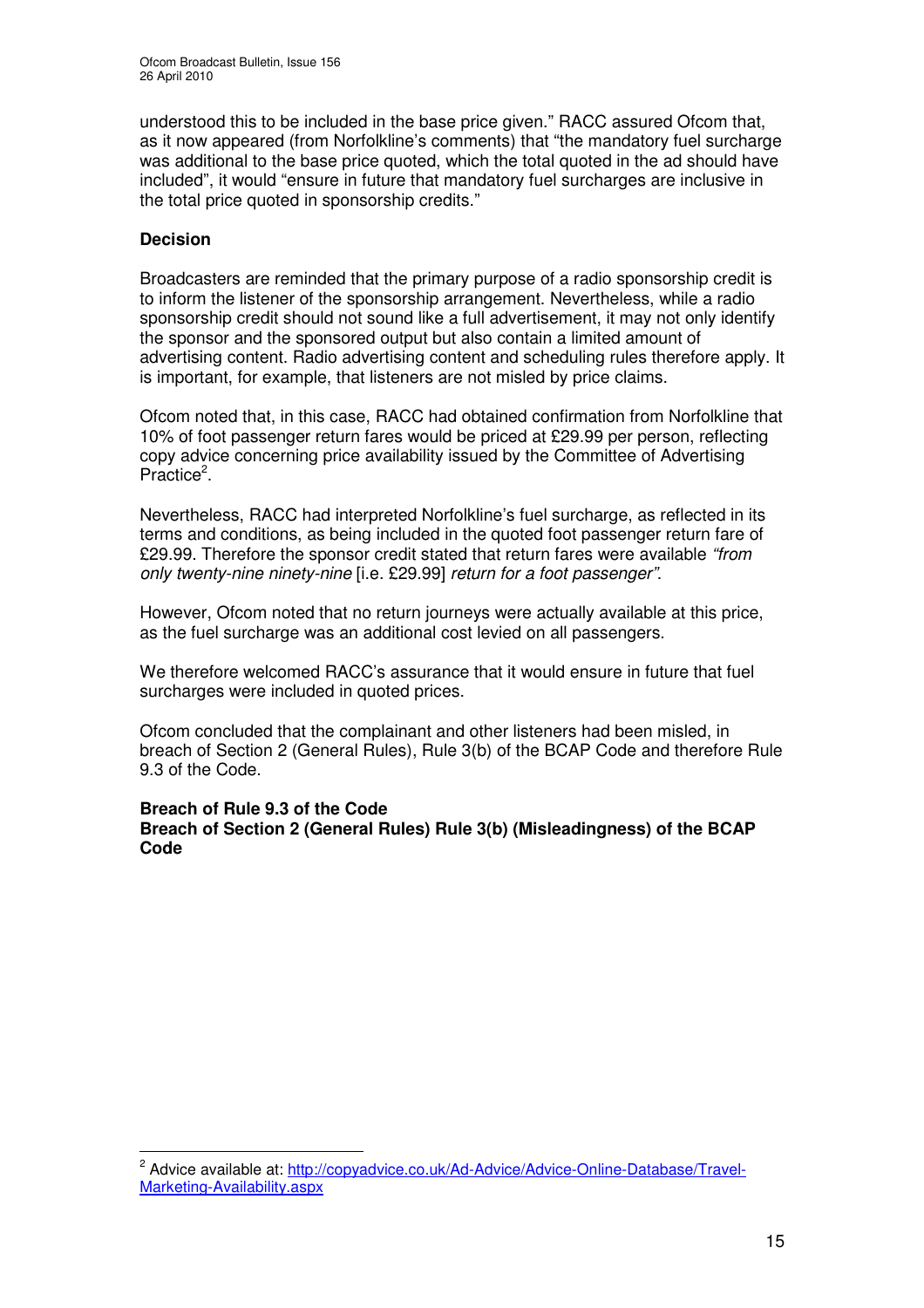understood this to be included in the base price given." RACC assured Ofcom that, as it now appeared (from Norfolkline's comments) that "the mandatory fuel surcharge was additional to the base price quoted, which the total quoted in the ad should have included", it would "ensure in future that mandatory fuel surcharges are inclusive in the total price quoted in sponsorship credits."

**Decision**

Broadcasters are reminded that the primary purpose of a radio sponsorship credit is to inform the listener of the sponsorship arrangement. Nevertheless, while a radio sponsorship credit should not sound like a full advertisement, it may not only identify the sponsor and the sponsored output but also contain a limited amount of advertising content. Radio advertising content and scheduling rules therefore apply. It is important, for example, that listeners are not misled by price claims.

Ofcom noted that, in this case, RACC had obtained confirmation from Norfolkline that 10% of foot passenger return fares would be priced at £29.99 per person, reflecting copy advice concerning price availability issued by the Committee of Advertising Practice[2].

Nevertheless, RACC had interpreted Norfolkline's fuel surcharge, as reflected in its terms and conditions, as being included in the quoted foot passenger return fare of £29.99. Therefore the sponsor credit stated that return fares were available *"from only twenty-nine ninety-nine* [i.e. £29.99] *return for a foot passenger"*.

However, Ofcom noted that no return journeys were actually available at this price, as the fuel surcharge was an additional cost levied on all passengers.

We therefore welcomed RACC's assurance that it would ensure in future that fuel surcharges were included in quoted prices.

Ofcom concluded that the complainant and other listeners had been misled, in breach of Section 2 (General Rules), Rule 3(b) of the BCAP Code and therefore Rule 9.3 of the Code.

**Breach of Rule 9.3 of the Code**
**Breach of Section 2 (General Rules) Rule 3(b) (Misleadingness) of the BCAP Code**

---

[2] Advice available at: http://copyadvice.co.uk/Ad-Advice/Advice-Online-Database/Travel-Marketing-Availability.aspx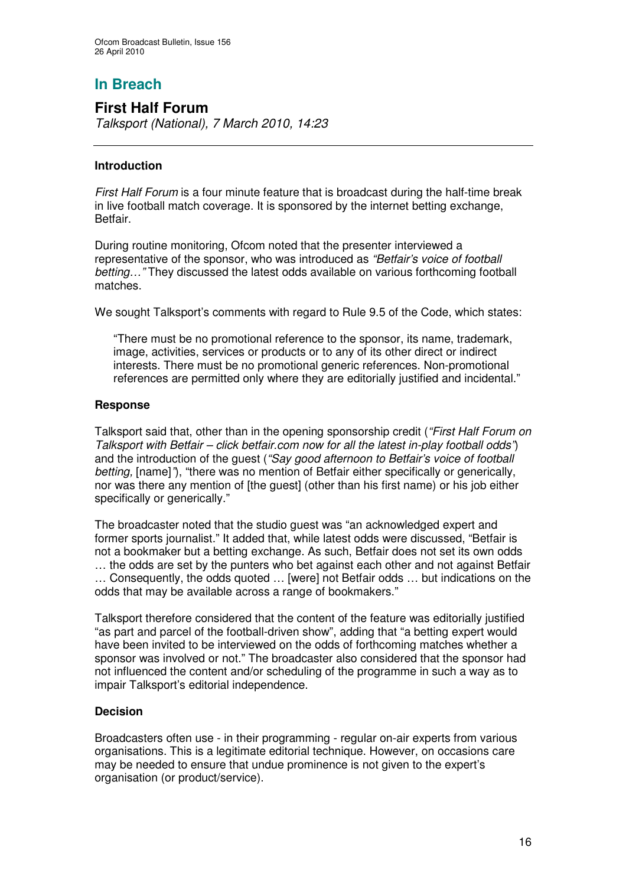## In Breach

### First Half Forum

*Talksport (National), 7 March 2010, 14:23*

---

**Introduction**

*First Half Forum* is a four minute feature that is broadcast during the half-time break in live football match coverage. It is sponsored by the internet betting exchange, Betfair.

During routine monitoring, Ofcom noted that the presenter interviewed a representative of the sponsor, who was introduced as *"Betfair's voice of football betting…"* They discussed the latest odds available on various forthcoming football matches.

We sought Talksport's comments with regard to Rule 9.5 of the Code, which states:

> "There must be no promotional reference to the sponsor, its name, trademark, image, activities, services or products or to any of its other direct or indirect interests. There must be no promotional generic references. Non-promotional references are permitted only where they are editorially justified and incidental."

**Response**

Talksport said that, other than in the opening sponsorship credit (*"First Half Forum on Talksport with Betfair – click betfair.com now for all the latest in-play football odds"*) and the introduction of the guest (*"Say good afternoon to Betfair's voice of football betting,* [name]*"*), "there was no mention of Betfair either specifically or generically, nor was there any mention of [the guest] (other than his first name) or his job either specifically or generically."

The broadcaster noted that the studio guest was "an acknowledged expert and former sports journalist." It added that, while latest odds were discussed, "Betfair is not a bookmaker but a betting exchange. As such, Betfair does not set its own odds … the odds are set by the punters who bet against each other and not against Betfair … Consequently, the odds quoted … [were] not Betfair odds … but indications on the odds that may be available across a range of bookmakers."

Talksport therefore considered that the content of the feature was editorially justified "as part and parcel of the football-driven show", adding that "a betting expert would have been invited to be interviewed on the odds of forthcoming matches whether a sponsor was involved or not." The broadcaster also considered that the sponsor had not influenced the content and/or scheduling of the programme in such a way as to impair Talksport's editorial independence.

**Decision**

Broadcasters often use - in their programming - regular on-air experts from various organisations. This is a legitimate editorial technique. However, on occasions care may be needed to ensure that undue prominence is not given to the expert's organisation (or product/service).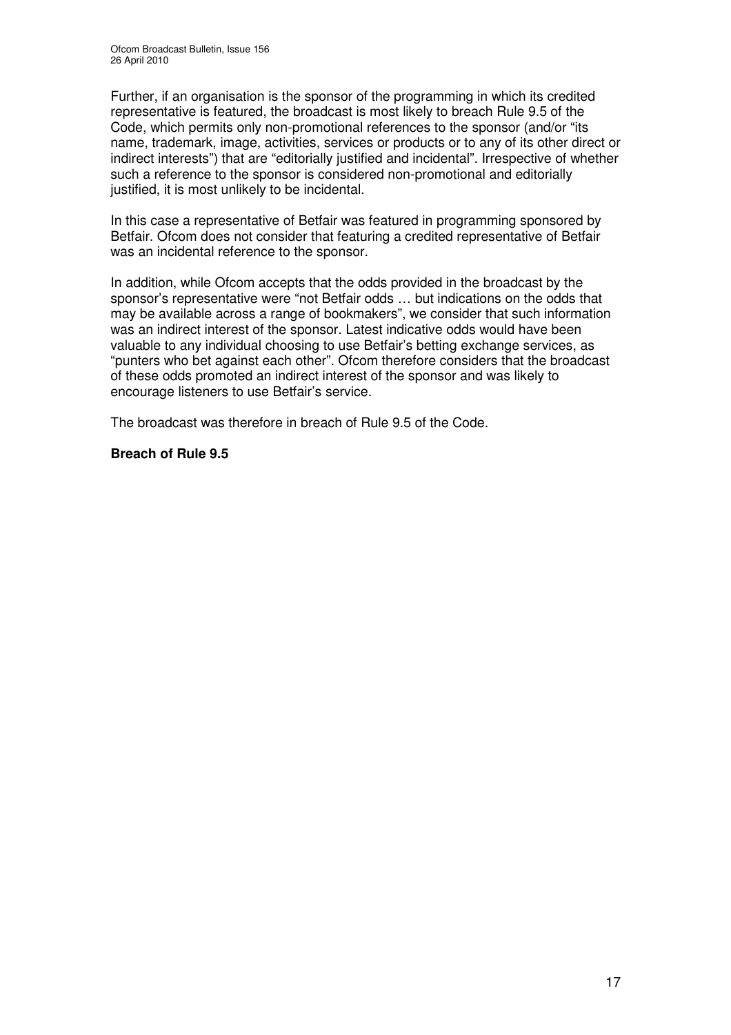Further, if an organisation is the sponsor of the programming in which its credited representative is featured, the broadcast is most likely to breach Rule 9.5 of the Code, which permits only non-promotional references to the sponsor (and/or "its name, trademark, image, activities, services or products or to any of its other direct or indirect interests") that are "editorially justified and incidental". Irrespective of whether such a reference to the sponsor is considered non-promotional and editorially justified, it is most unlikely to be incidental.

In this case a representative of Betfair was featured in programming sponsored by Betfair. Ofcom does not consider that featuring a credited representative of Betfair was an incidental reference to the sponsor.

In addition, while Ofcom accepts that the odds provided in the broadcast by the sponsor's representative were "not Betfair odds … but indications on the odds that may be available across a range of bookmakers", we consider that such information was an indirect interest of the sponsor. Latest indicative odds would have been valuable to any individual choosing to use Betfair's betting exchange services, as "punters who bet against each other". Ofcom therefore considers that the broadcast of these odds promoted an indirect interest of the sponsor and was likely to encourage listeners to use Betfair's service.

The broadcast was therefore in breach of Rule 9.5 of the Code.

**Breach of Rule 9.5**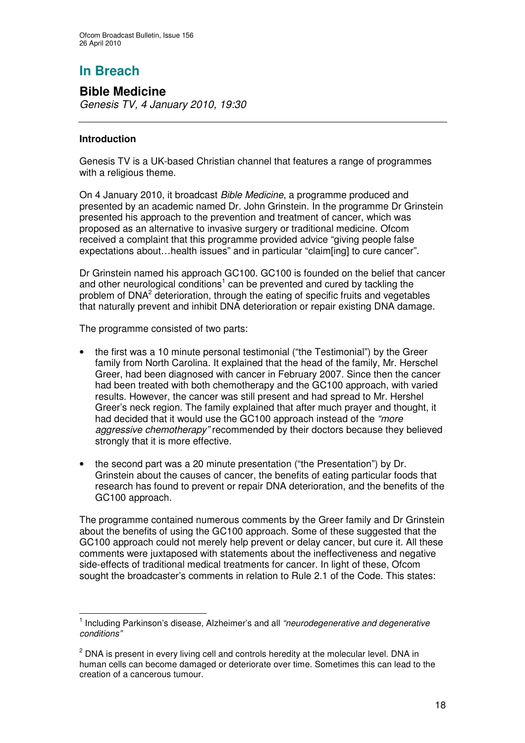# In Breach

## Bible Medicine

*Genesis TV, 4 January 2010, 19:30*

### Introduction

Genesis TV is a UK-based Christian channel that features a range of programmes with a religious theme.

On 4 January 2010, it broadcast *Bible Medicine*, a programme produced and presented by an academic named Dr. John Grinstein. In the programme Dr Grinstein presented his approach to the prevention and treatment of cancer, which was proposed as an alternative to invasive surgery or traditional medicine. Ofcom received a complaint that this programme provided advice "giving people false expectations about…health issues" and in particular "claim[ing] to cure cancer".

Dr Grinstein named his approach GC100. GC100 is founded on the belief that cancer and other neurological conditions[1] can be prevented and cured by tackling the problem of DNA[2] deterioration, through the eating of specific fruits and vegetables that naturally prevent and inhibit DNA deterioration or repair existing DNA damage.

The programme consisted of two parts:

- the first was a 10 minute personal testimonial ("the Testimonial") by the Greer family from North Carolina. It explained that the head of the family, Mr. Herschel Greer, had been diagnosed with cancer in February 2007. Since then the cancer had been treated with both chemotherapy and the GC100 approach, with varied results. However, the cancer was still present and had spread to Mr. Hershel Greer's neck region. The family explained that after much prayer and thought, it had decided that it would use the GC100 approach instead of the *"more aggressive chemotherapy"* recommended by their doctors because they believed strongly that it is more effective.
- the second part was a 20 minute presentation ("the Presentation") by Dr. Grinstein about the causes of cancer, the benefits of eating particular foods that research has found to prevent or repair DNA deterioration, and the benefits of the GC100 approach.

The programme contained numerous comments by the Greer family and Dr Grinstein about the benefits of using the GC100 approach. Some of these suggested that the GC100 approach could not merely help prevent or delay cancer, but cure it. All these comments were juxtaposed with statements about the ineffectiveness and negative side-effects of traditional medical treatments for cancer. In light of these, Ofcom sought the broadcaster's comments in relation to Rule 2.1 of the Code. This states:

---

[1] Including Parkinson's disease, Alzheimer's and all *"neurodegenerative and degenerative conditions"*

[2] DNA is present in every living cell and controls heredity at the molecular level. DNA in human cells can become damaged or deteriorate over time. Sometimes this can lead to the creation of a cancerous tumour.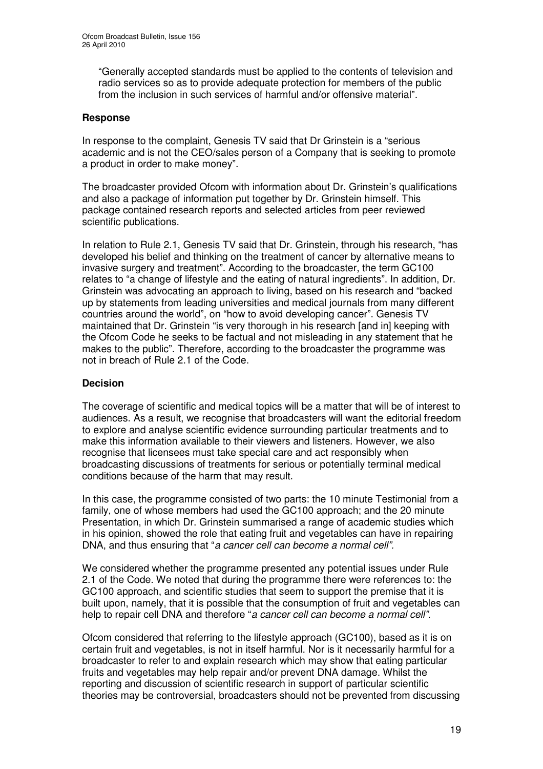"Generally accepted standards must be applied to the contents of television and radio services so as to provide adequate protection for members of the public from the inclusion in such services of harmful and/or offensive material".

### Response

In response to the complaint, Genesis TV said that Dr Grinstein is a "serious academic and is not the CEO/sales person of a Company that is seeking to promote a product in order to make money".

The broadcaster provided Ofcom with information about Dr. Grinstein's qualifications and also a package of information put together by Dr. Grinstein himself. This package contained research reports and selected articles from peer reviewed scientific publications.

In relation to Rule 2.1, Genesis TV said that Dr. Grinstein, through his research, "has developed his belief and thinking on the treatment of cancer by alternative means to invasive surgery and treatment". According to the broadcaster, the term GC100 relates to "a change of lifestyle and the eating of natural ingredients". In addition, Dr. Grinstein was advocating an approach to living, based on his research and "backed up by statements from leading universities and medical journals from many different countries around the world", on "how to avoid developing cancer". Genesis TV maintained that Dr. Grinstein "is very thorough in his research [and in] keeping with the Ofcom Code he seeks to be factual and not misleading in any statement that he makes to the public". Therefore, according to the broadcaster the programme was not in breach of Rule 2.1 of the Code.

### Decision

The coverage of scientific and medical topics will be a matter that will be of interest to audiences. As a result, we recognise that broadcasters will want the editorial freedom to explore and analyse scientific evidence surrounding particular treatments and to make this information available to their viewers and listeners. However, we also recognise that licensees must take special care and act responsibly when broadcasting discussions of treatments for serious or potentially terminal medical conditions because of the harm that may result.

In this case, the programme consisted of two parts: the 10 minute Testimonial from a family, one of whose members had used the GC100 approach; and the 20 minute Presentation, in which Dr. Grinstein summarised a range of academic studies which in his opinion, showed the role that eating fruit and vegetables can have in repairing DNA, and thus ensuring that "*a cancer cell can become a normal cell".*

We considered whether the programme presented any potential issues under Rule 2.1 of the Code. We noted that during the programme there were references to: the GC100 approach, and scientific studies that seem to support the premise that it is built upon, namely, that it is possible that the consumption of fruit and vegetables can help to repair cell DNA and therefore "*a cancer cell can become a normal cell".*

Ofcom considered that referring to the lifestyle approach (GC100), based as it is on certain fruit and vegetables, is not in itself harmful. Nor is it necessarily harmful for a broadcaster to refer to and explain research which may show that eating particular fruits and vegetables may help repair and/or prevent DNA damage. Whilst the reporting and discussion of scientific research in support of particular scientific theories may be controversial, broadcasters should not be prevented from discussing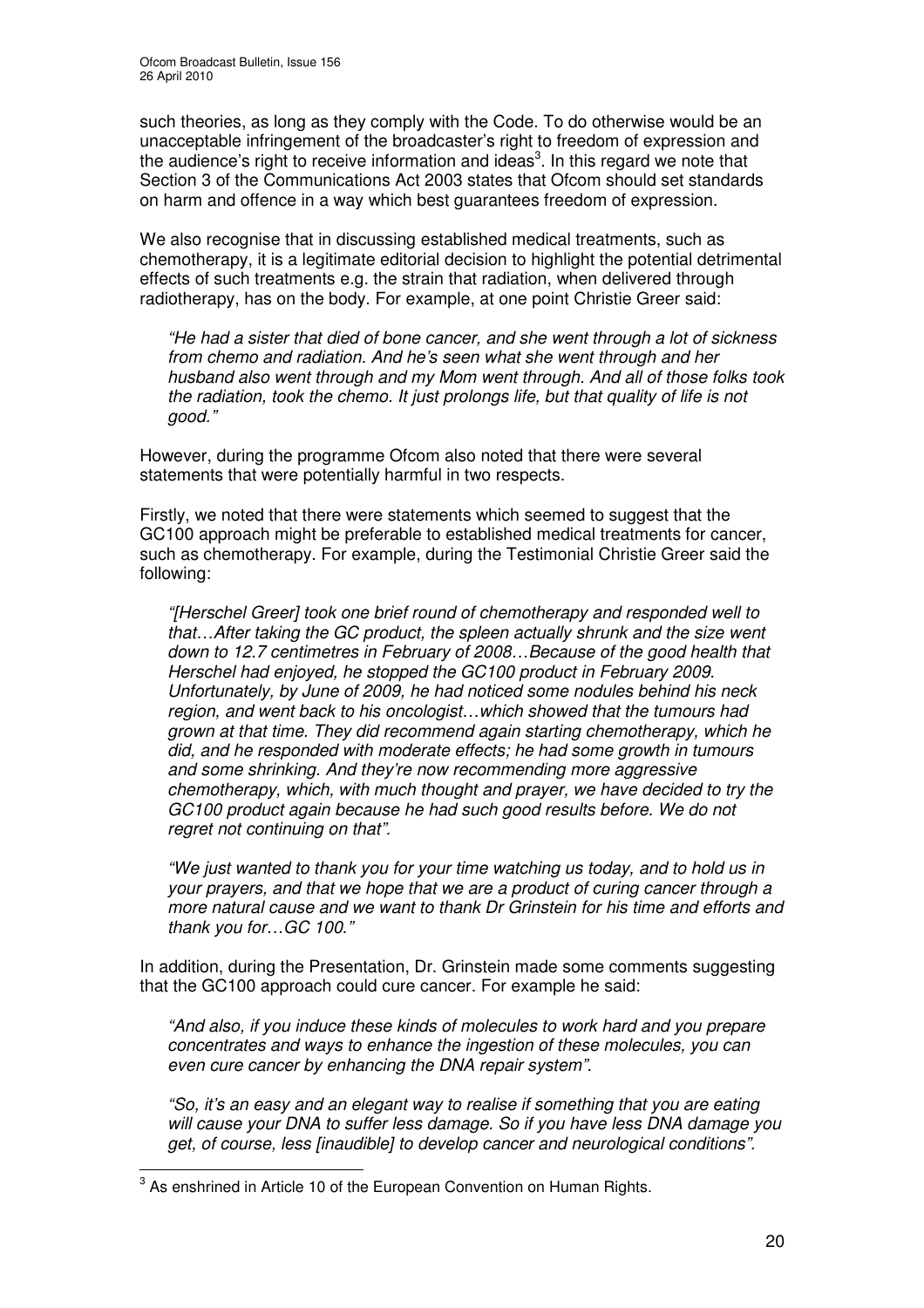such theories, as long as they comply with the Code. To do otherwise would be an unacceptable infringement of the broadcaster's right to freedom of expression and the audience's right to receive information and ideas[3]. In this regard we note that Section 3 of the Communications Act 2003 states that Ofcom should set standards on harm and offence in a way which best guarantees freedom of expression.

We also recognise that in discussing established medical treatments, such as chemotherapy, it is a legitimate editorial decision to highlight the potential detrimental effects of such treatments e.g. the strain that radiation, when delivered through radiotherapy, has on the body. For example, at one point Christie Greer said:

> *"He had a sister that died of bone cancer, and she went through a lot of sickness from chemo and radiation. And he's seen what she went through and her husband also went through and my Mom went through. And all of those folks took the radiation, took the chemo. It just prolongs life, but that quality of life is not good."*

However, during the programme Ofcom also noted that there were several statements that were potentially harmful in two respects.

Firstly, we noted that there were statements which seemed to suggest that the GC100 approach might be preferable to established medical treatments for cancer, such as chemotherapy. For example, during the Testimonial Christie Greer said the following:

> *"[Herschel Greer] took one brief round of chemotherapy and responded well to that…After taking the GC product, the spleen actually shrunk and the size went down to 12.7 centimetres in February of 2008…Because of the good health that Herschel had enjoyed, he stopped the GC100 product in February 2009. Unfortunately, by June of 2009, he had noticed some nodules behind his neck region, and went back to his oncologist…which showed that the tumours had grown at that time. They did recommend again starting chemotherapy, which he did, and he responded with moderate effects; he had some growth in tumours and some shrinking. And they're now recommending more aggressive chemotherapy, which, with much thought and prayer, we have decided to try the GC100 product again because he had such good results before. We do not regret not continuing on that".*

> *"We just wanted to thank you for your time watching us today, and to hold us in your prayers, and that we hope that we are a product of curing cancer through a more natural cause and we want to thank Dr Grinstein for his time and efforts and thank you for…GC 100."*

In addition, during the Presentation, Dr. Grinstein made some comments suggesting that the GC100 approach could cure cancer. For example he said:

> *"And also, if you induce these kinds of molecules to work hard and you prepare concentrates and ways to enhance the ingestion of these molecules, you can even cure cancer by enhancing the DNA repair system".*

> *"So, it's an easy and an elegant way to realise if something that you are eating will cause your DNA to suffer less damage. So if you have less DNA damage you get, of course, less [inaudible] to develop cancer and neurological conditions".*

---

[3] As enshrined in Article 10 of the European Convention on Human Rights.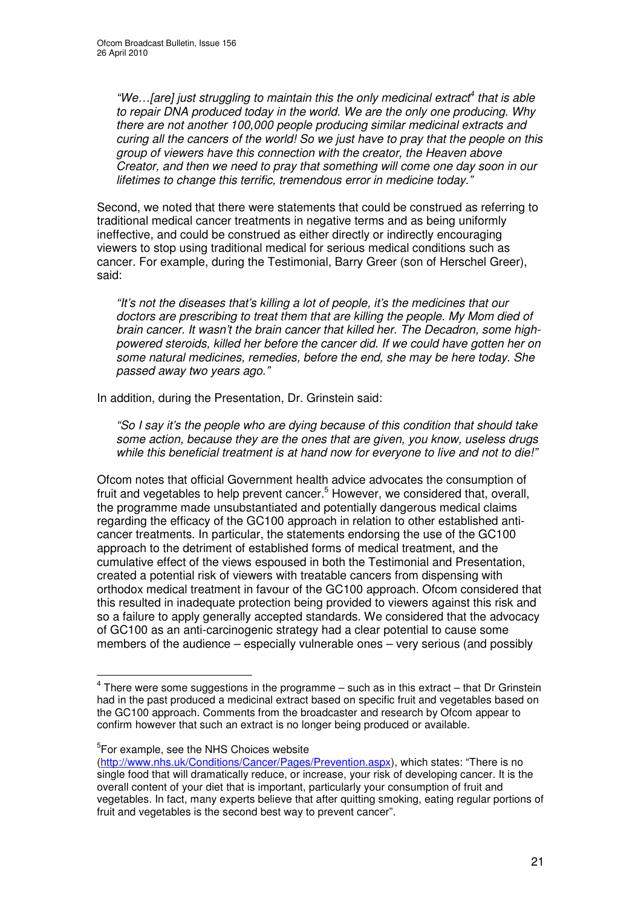> *"We…[are] just struggling to maintain this the only medicinal extract[4] that is able to repair DNA produced today in the world. We are the only one producing. Why there are not another 100,000 people producing similar medicinal extracts and curing all the cancers of the world! So we just have to pray that the people on this group of viewers have this connection with the creator, the Heaven above Creator, and then we need to pray that something will come one day soon in our lifetimes to change this terrific, tremendous error in medicine today."*

Second, we noted that there were statements that could be construed as referring to traditional medical cancer treatments in negative terms and as being uniformly ineffective, and could be construed as either directly or indirectly encouraging viewers to stop using traditional medical for serious medical conditions such as cancer. For example, during the Testimonial, Barry Greer (son of Herschel Greer), said:

> *"It's not the diseases that's killing a lot of people, it's the medicines that our doctors are prescribing to treat them that are killing the people. My Mom died of brain cancer. It wasn't the brain cancer that killed her. The Decadron, some high-powered steroids, killed her before the cancer did. If we could have gotten her on some natural medicines, remedies, before the end, she may be here today. She passed away two years ago."*

In addition, during the Presentation, Dr. Grinstein said:

> *"So I say it's the people who are dying because of this condition that should take some action, because they are the ones that are given, you know, useless drugs while this beneficial treatment is at hand now for everyone to live and not to die!"*

Ofcom notes that official Government health advice advocates the consumption of fruit and vegetables to help prevent cancer.[5] However, we considered that, overall, the programme made unsubstantiated and potentially dangerous medical claims regarding the efficacy of the GC100 approach in relation to other established anti-cancer treatments. In particular, the statements endorsing the use of the GC100 approach to the detriment of established forms of medical treatment, and the cumulative effect of the views espoused in both the Testimonial and Presentation, created a potential risk of viewers with treatable cancers from dispensing with orthodox medical treatment in favour of the GC100 approach. Ofcom considered that this resulted in inadequate protection being provided to viewers against this risk and so a failure to apply generally accepted standards. We considered that the advocacy of GC100 as an anti-carcinogenic strategy had a clear potential to cause some members of the audience – especially vulnerable ones – very serious (and possibly

---

[4] There were some suggestions in the programme – such as in this extract – that Dr Grinstein had in the past produced a medicinal extract based on specific fruit and vegetables based on the GC100 approach. Comments from the broadcaster and research by Ofcom appear to confirm however that such an extract is no longer being produced or available.

[5] For example, see the NHS Choices website (http://www.nhs.uk/Conditions/Cancer/Pages/Prevention.aspx), which states: "There is no single food that will dramatically reduce, or increase, your risk of developing cancer. It is the overall content of your diet that is important, particularly your consumption of fruit and vegetables. In fact, many experts believe that after quitting smoking, eating regular portions of fruit and vegetables is the second best way to prevent cancer".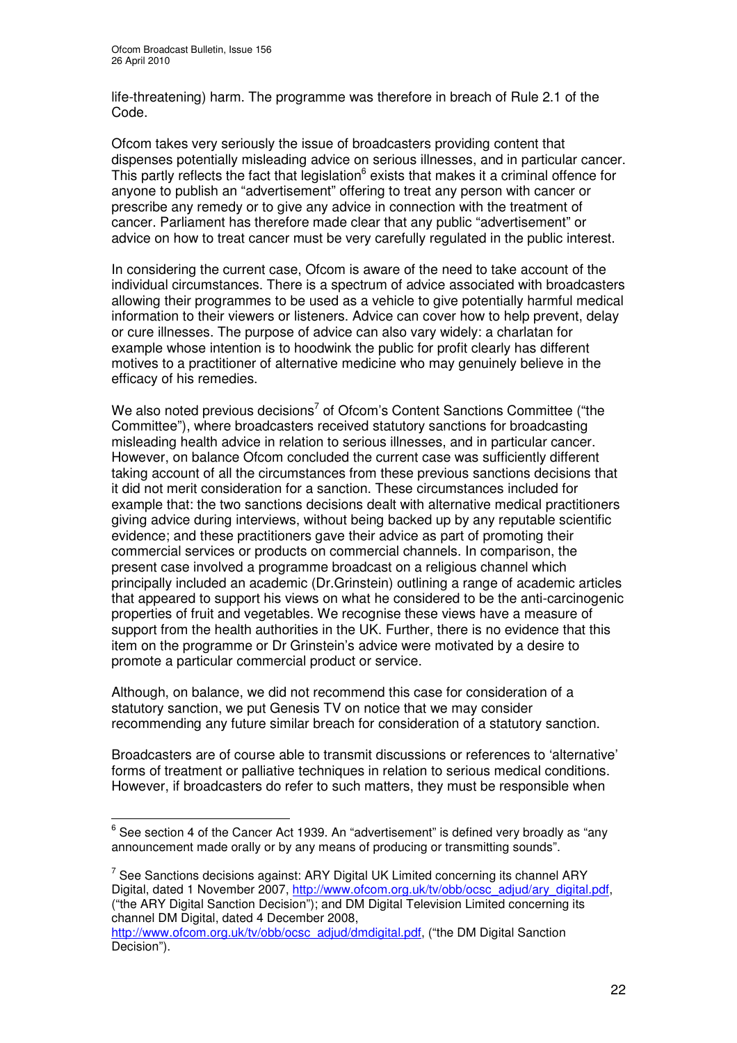life-threatening) harm. The programme was therefore in breach of Rule 2.1 of the Code.

Ofcom takes very seriously the issue of broadcasters providing content that dispenses potentially misleading advice on serious illnesses, and in particular cancer. This partly reflects the fact that legislation[6] exists that makes it a criminal offence for anyone to publish an "advertisement" offering to treat any person with cancer or prescribe any remedy or to give any advice in connection with the treatment of cancer. Parliament has therefore made clear that any public "advertisement" or advice on how to treat cancer must be very carefully regulated in the public interest.

In considering the current case, Ofcom is aware of the need to take account of the individual circumstances. There is a spectrum of advice associated with broadcasters allowing their programmes to be used as a vehicle to give potentially harmful medical information to their viewers or listeners. Advice can cover how to help prevent, delay or cure illnesses. The purpose of advice can also vary widely: a charlatan for example whose intention is to hoodwink the public for profit clearly has different motives to a practitioner of alternative medicine who may genuinely believe in the efficacy of his remedies.

We also noted previous decisions[7] of Ofcom's Content Sanctions Committee ("the Committee"), where broadcasters received statutory sanctions for broadcasting misleading health advice in relation to serious illnesses, and in particular cancer. However, on balance Ofcom concluded the current case was sufficiently different taking account of all the circumstances from these previous sanctions decisions that it did not merit consideration for a sanction. These circumstances included for example that: the two sanctions decisions dealt with alternative medical practitioners giving advice during interviews, without being backed up by any reputable scientific evidence; and these practitioners gave their advice as part of promoting their commercial services or products on commercial channels. In comparison, the present case involved a programme broadcast on a religious channel which principally included an academic (Dr.Grinstein) outlining a range of academic articles that appeared to support his views on what he considered to be the anti-carcinogenic properties of fruit and vegetables. We recognise these views have a measure of support from the health authorities in the UK. Further, there is no evidence that this item on the programme or Dr Grinstein's advice were motivated by a desire to promote a particular commercial product or service.

Although, on balance, we did not recommend this case for consideration of a statutory sanction, we put Genesis TV on notice that we may consider recommending any future similar breach for consideration of a statutory sanction.

Broadcasters are of course able to transmit discussions or references to 'alternative' forms of treatment or palliative techniques in relation to serious medical conditions. However, if broadcasters do refer to such matters, they must be responsible when

---

[6] See section 4 of the Cancer Act 1939. An "advertisement" is defined very broadly as "any announcement made orally or by any means of producing or transmitting sounds".

[7] See Sanctions decisions against: ARY Digital UK Limited concerning its channel ARY Digital, dated 1 November 2007, http://www.ofcom.org.uk/tv/obb/ocsc_adjud/ary_digital.pdf, ("the ARY Digital Sanction Decision"); and DM Digital Television Limited concerning its channel DM Digital, dated 4 December 2008, http://www.ofcom.org.uk/tv/obb/ocsc_adjud/dmdigital.pdf, ("the DM Digital Sanction Decision").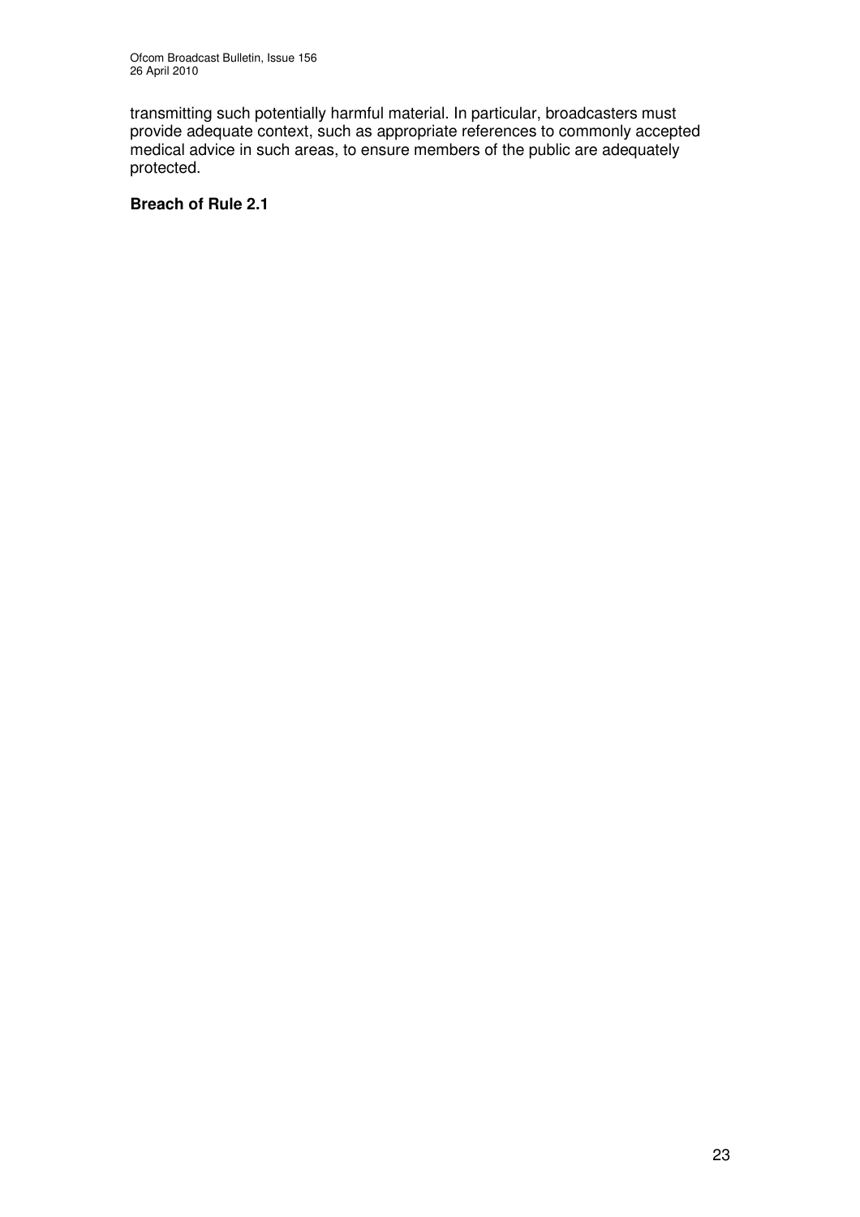transmitting such potentially harmful material. In particular, broadcasters must provide adequate context, such as appropriate references to commonly accepted medical advice in such areas, to ensure members of the public are adequately protected.

**Breach of Rule 2.1**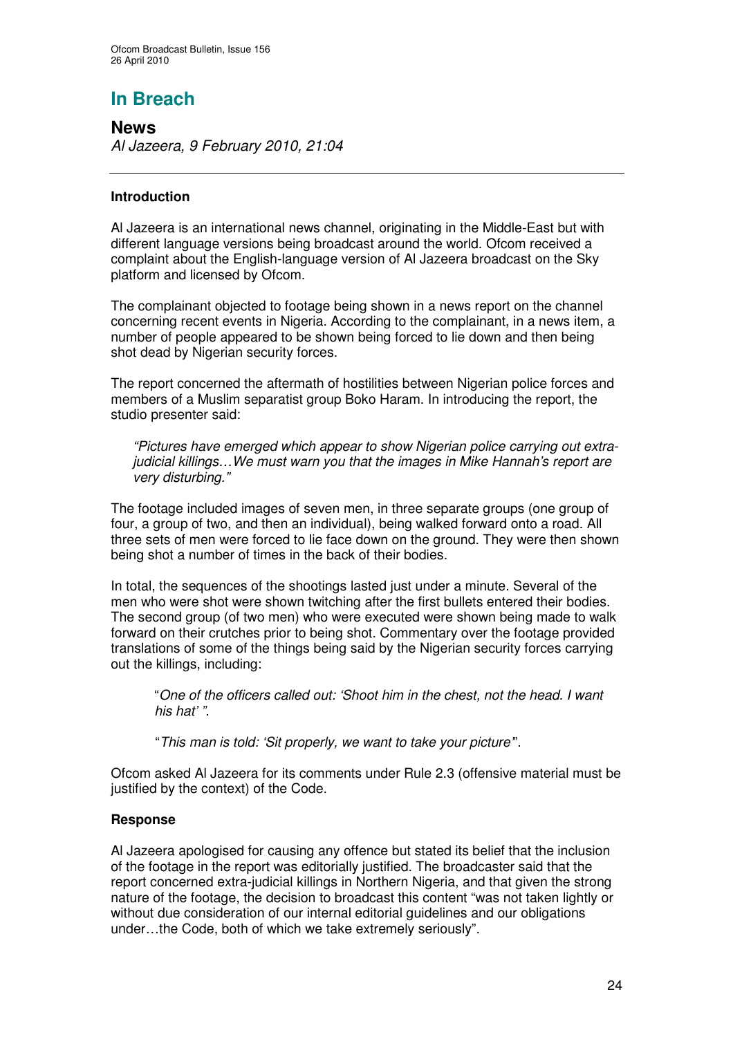# In Breach

## News

*Al Jazeera, 9 February 2010, 21:04*

### Introduction

Al Jazeera is an international news channel, originating in the Middle-East but with different language versions being broadcast around the world. Ofcom received a complaint about the English-language version of Al Jazeera broadcast on the Sky platform and licensed by Ofcom.

The complainant objected to footage being shown in a news report on the channel concerning recent events in Nigeria. According to the complainant, in a news item, a number of people appeared to be shown being forced to lie down and then being shot dead by Nigerian security forces.

The report concerned the aftermath of hostilities between Nigerian police forces and members of a Muslim separatist group Boko Haram. In introducing the report, the studio presenter said:

> *"Pictures have emerged which appear to show Nigerian police carrying out extra-judicial killings…We must warn you that the images in Mike Hannah's report are very disturbing."*

The footage included images of seven men, in three separate groups (one group of four, a group of two, and then an individual), being walked forward onto a road. All three sets of men were forced to lie face down on the ground. They were then shown being shot a number of times in the back of their bodies.

In total, the sequences of the shootings lasted just under a minute. Several of the men who were shot were shown twitching after the first bullets entered their bodies. The second group (of two men) who were executed were shown being made to walk forward on their crutches prior to being shot. Commentary over the footage provided translations of some of the things being said by the Nigerian security forces carrying out the killings, including:

> "*One of the officers called out: 'Shoot him in the chest, not the head. I want his hat' ".*
>
> "*This man is told: 'Sit properly, we want to take your picture*".

Ofcom asked Al Jazeera for its comments under Rule 2.3 (offensive material must be justified by the context) of the Code.

### Response

Al Jazeera apologised for causing any offence but stated its belief that the inclusion of the footage in the report was editorially justified. The broadcaster said that the report concerned extra-judicial killings in Northern Nigeria, and that given the strong nature of the footage, the decision to broadcast this content "was not taken lightly or without due consideration of our internal editorial guidelines and our obligations under…the Code, both of which we take extremely seriously".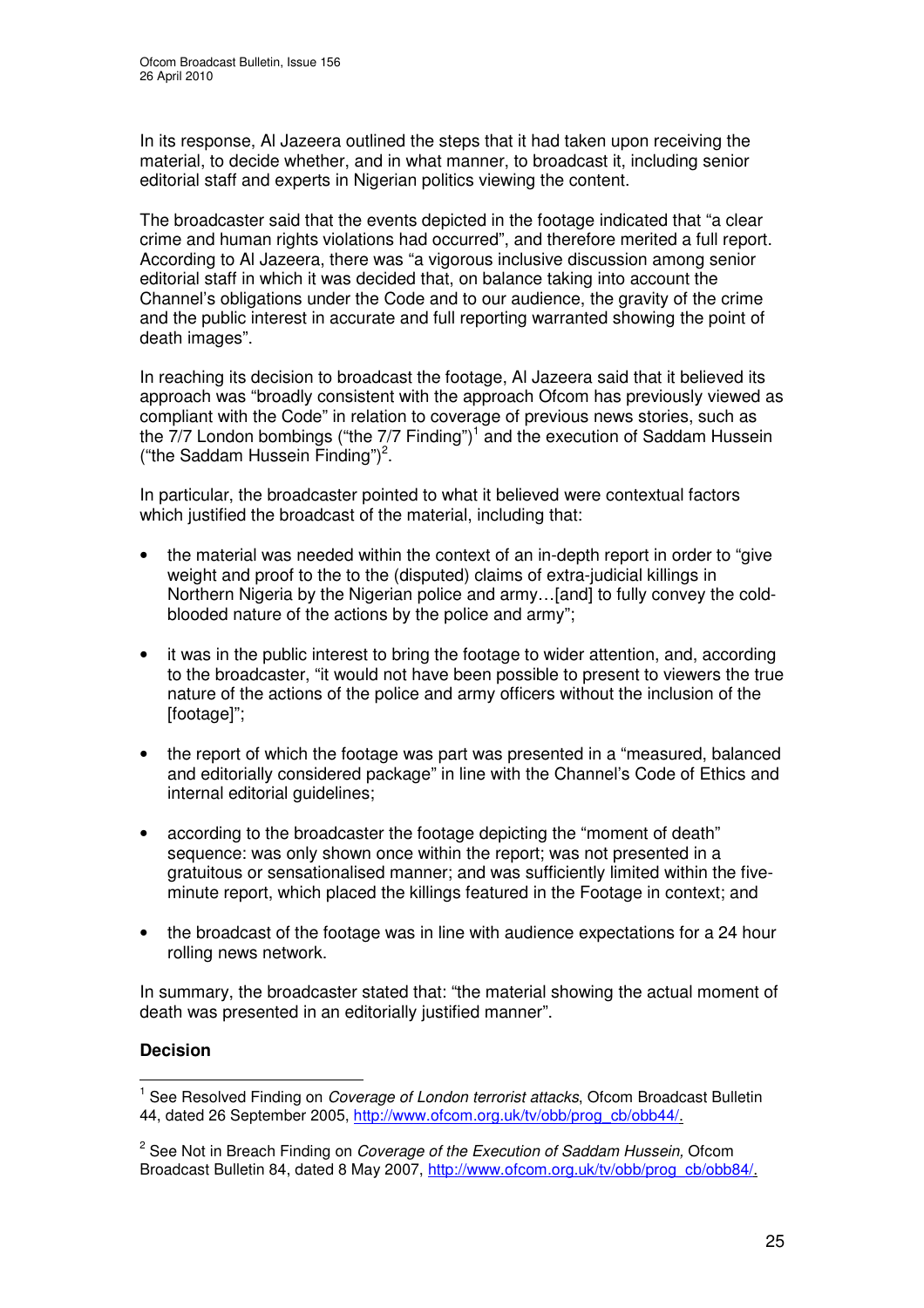In its response, Al Jazeera outlined the steps that it had taken upon receiving the material, to decide whether, and in what manner, to broadcast it, including senior editorial staff and experts in Nigerian politics viewing the content.

The broadcaster said that the events depicted in the footage indicated that "a clear crime and human rights violations had occurred", and therefore merited a full report. According to Al Jazeera, there was "a vigorous inclusive discussion among senior editorial staff in which it was decided that, on balance taking into account the Channel's obligations under the Code and to our audience, the gravity of the crime and the public interest in accurate and full reporting warranted showing the point of death images".

In reaching its decision to broadcast the footage, Al Jazeera said that it believed its approach was "broadly consistent with the approach Ofcom has previously viewed as compliant with the Code" in relation to coverage of previous news stories, such as the 7/7 London bombings ("the 7/7 Finding")[1] and the execution of Saddam Hussein ("the Saddam Hussein Finding")[2].

In particular, the broadcaster pointed to what it believed were contextual factors which justified the broadcast of the material, including that:

- the material was needed within the context of an in-depth report in order to "give weight and proof to the to the (disputed) claims of extra-judicial killings in Northern Nigeria by the Nigerian police and army…[and] to fully convey the cold-blooded nature of the actions by the police and army";
- it was in the public interest to bring the footage to wider attention, and, according to the broadcaster, "it would not have been possible to present to viewers the true nature of the actions of the police and army officers without the inclusion of the [footage]";
- the report of which the footage was part was presented in a "measured, balanced and editorially considered package" in line with the Channel's Code of Ethics and internal editorial guidelines;
- according to the broadcaster the footage depicting the "moment of death" sequence: was only shown once within the report; was not presented in a gratuitous or sensationalised manner; and was sufficiently limited within the five-minute report, which placed the killings featured in the Footage in context; and
- the broadcast of the footage was in line with audience expectations for a 24 hour rolling news network.

In summary, the broadcaster stated that: "the material showing the actual moment of death was presented in an editorially justified manner".

**Decision**

[1] See Resolved Finding on *Coverage of London terrorist attacks*, Ofcom Broadcast Bulletin 44, dated 26 September 2005, http://www.ofcom.org.uk/tv/obb/prog_cb/obb44/.

[2] See Not in Breach Finding on *Coverage of the Execution of Saddam Hussein,* Ofcom Broadcast Bulletin 84, dated 8 May 2007, http://www.ofcom.org.uk/tv/obb/prog_cb/obb84/.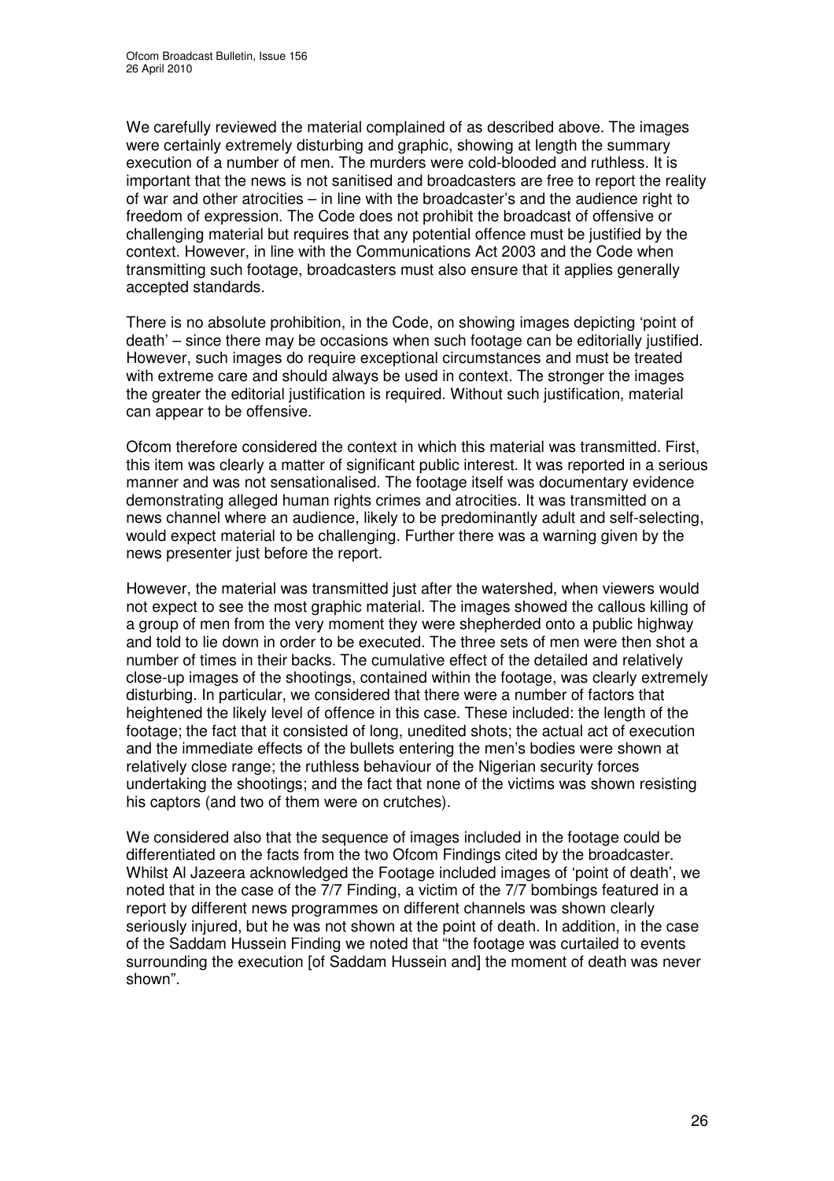We carefully reviewed the material complained of as described above. The images were certainly extremely disturbing and graphic, showing at length the summary execution of a number of men. The murders were cold-blooded and ruthless. It is important that the news is not sanitised and broadcasters are free to report the reality of war and other atrocities – in line with the broadcaster's and the audience right to freedom of expression. The Code does not prohibit the broadcast of offensive or challenging material but requires that any potential offence must be justified by the context. However, in line with the Communications Act 2003 and the Code when transmitting such footage, broadcasters must also ensure that it applies generally accepted standards.

There is no absolute prohibition, in the Code, on showing images depicting 'point of death' – since there may be occasions when such footage can be editorially justified. However, such images do require exceptional circumstances and must be treated with extreme care and should always be used in context. The stronger the images the greater the editorial justification is required. Without such justification, material can appear to be offensive.

Ofcom therefore considered the context in which this material was transmitted. First, this item was clearly a matter of significant public interest. It was reported in a serious manner and was not sensationalised. The footage itself was documentary evidence demonstrating alleged human rights crimes and atrocities. It was transmitted on a news channel where an audience, likely to be predominantly adult and self-selecting, would expect material to be challenging. Further there was a warning given by the news presenter just before the report.

However, the material was transmitted just after the watershed, when viewers would not expect to see the most graphic material. The images showed the callous killing of a group of men from the very moment they were shepherded onto a public highway and told to lie down in order to be executed. The three sets of men were then shot a number of times in their backs. The cumulative effect of the detailed and relatively close-up images of the shootings, contained within the footage, was clearly extremely disturbing. In particular, we considered that there were a number of factors that heightened the likely level of offence in this case. These included: the length of the footage; the fact that it consisted of long, unedited shots; the actual act of execution and the immediate effects of the bullets entering the men's bodies were shown at relatively close range; the ruthless behaviour of the Nigerian security forces undertaking the shootings; and the fact that none of the victims was shown resisting his captors (and two of them were on crutches).

We considered also that the sequence of images included in the footage could be differentiated on the facts from the two Ofcom Findings cited by the broadcaster. Whilst Al Jazeera acknowledged the Footage included images of 'point of death', we noted that in the case of the 7/7 Finding, a victim of the 7/7 bombings featured in a report by different news programmes on different channels was shown clearly seriously injured, but he was not shown at the point of death. In addition, in the case of the Saddam Hussein Finding we noted that "the footage was curtailed to events surrounding the execution [of Saddam Hussein and] the moment of death was never shown".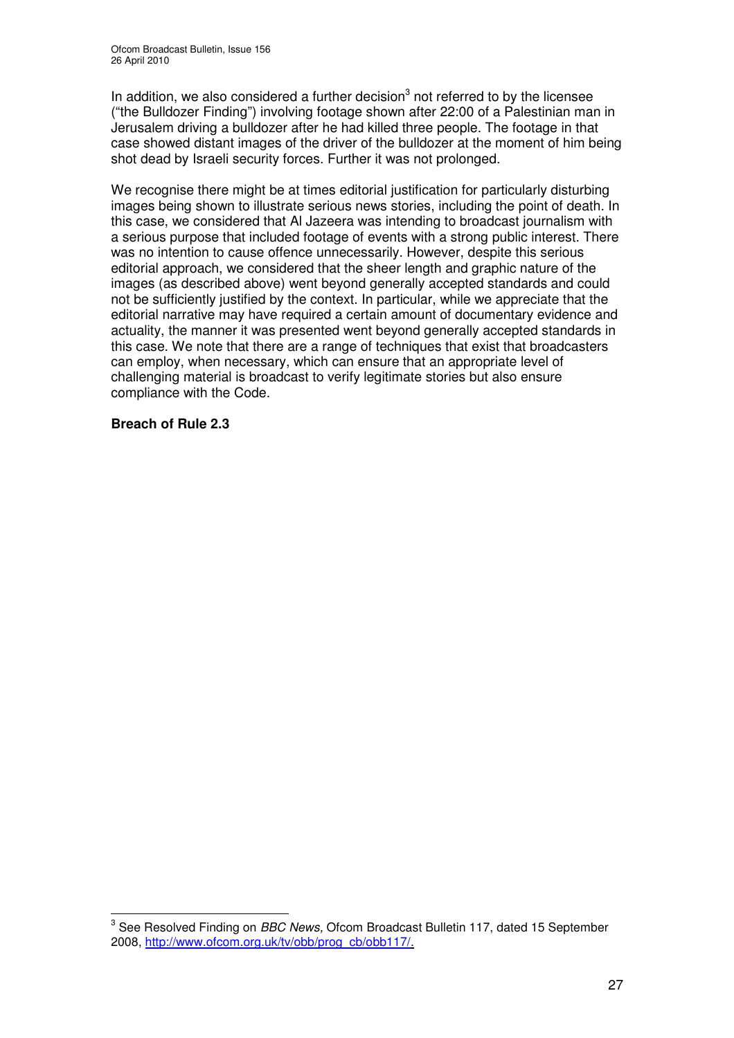In addition, we also considered a further decision[3] not referred to by the licensee ("the Bulldozer Finding") involving footage shown after 22:00 of a Palestinian man in Jerusalem driving a bulldozer after he had killed three people. The footage in that case showed distant images of the driver of the bulldozer at the moment of him being shot dead by Israeli security forces. Further it was not prolonged.

We recognise there might be at times editorial justification for particularly disturbing images being shown to illustrate serious news stories, including the point of death. In this case, we considered that Al Jazeera was intending to broadcast journalism with a serious purpose that included footage of events with a strong public interest. There was no intention to cause offence unnecessarily. However, despite this serious editorial approach, we considered that the sheer length and graphic nature of the images (as described above) went beyond generally accepted standards and could not be sufficiently justified by the context. In particular, while we appreciate that the editorial narrative may have required a certain amount of documentary evidence and actuality, the manner it was presented went beyond generally accepted standards in this case. We note that there are a range of techniques that exist that broadcasters can employ, when necessary, which can ensure that an appropriate level of challenging material is broadcast to verify legitimate stories but also ensure compliance with the Code.

**Breach of Rule 2.3**

---

[3] See Resolved Finding on *BBC News,* Ofcom Broadcast Bulletin 117, dated 15 September 2008, http://www.ofcom.org.uk/tv/obb/prog_cb/obb117/.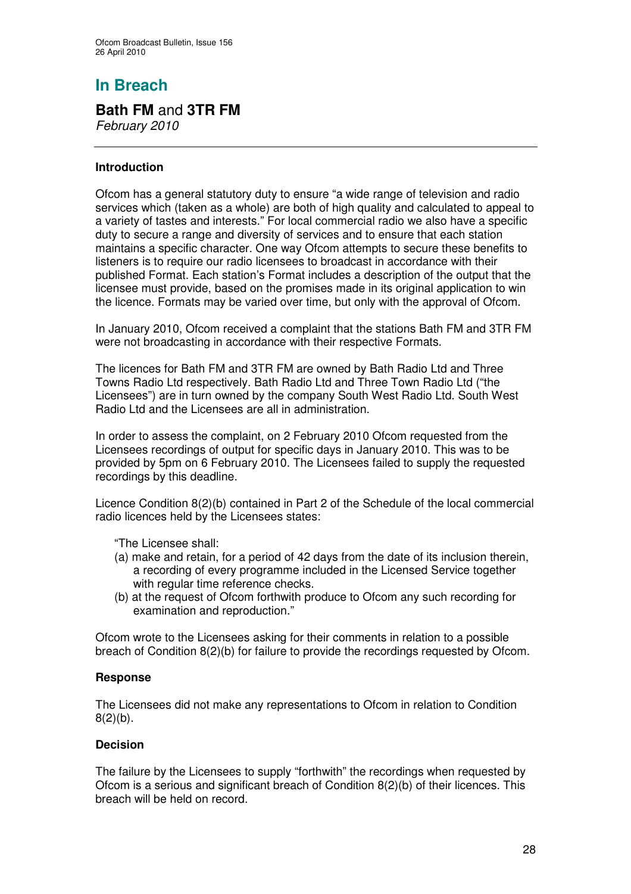# In Breach

## Bath FM and 3TR FM

*February 2010*

### Introduction

Ofcom has a general statutory duty to ensure "a wide range of television and radio services which (taken as a whole) are both of high quality and calculated to appeal to a variety of tastes and interests." For local commercial radio we also have a specific duty to secure a range and diversity of services and to ensure that each station maintains a specific character. One way Ofcom attempts to secure these benefits to listeners is to require our radio licensees to broadcast in accordance with their published Format. Each station's Format includes a description of the output that the licensee must provide, based on the promises made in its original application to win the licence. Formats may be varied over time, but only with the approval of Ofcom.

In January 2010, Ofcom received a complaint that the stations Bath FM and 3TR FM were not broadcasting in accordance with their respective Formats.

The licences for Bath FM and 3TR FM are owned by Bath Radio Ltd and Three Towns Radio Ltd respectively. Bath Radio Ltd and Three Town Radio Ltd ("the Licensees") are in turn owned by the company South West Radio Ltd. South West Radio Ltd and the Licensees are all in administration.

In order to assess the complaint, on 2 February 2010 Ofcom requested from the Licensees recordings of output for specific days in January 2010. This was to be provided by 5pm on 6 February 2010. The Licensees failed to supply the requested recordings by this deadline.

Licence Condition 8(2)(b) contained in Part 2 of the Schedule of the local commercial radio licences held by the Licensees states:

"The Licensee shall:

(a) make and retain, for a period of 42 days from the date of its inclusion therein, a recording of every programme included in the Licensed Service together with regular time reference checks.
(b) at the request of Ofcom forthwith produce to Ofcom any such recording for examination and reproduction."

Ofcom wrote to the Licensees asking for their comments in relation to a possible breach of Condition 8(2)(b) for failure to provide the recordings requested by Ofcom.

### Response

The Licensees did not make any representations to Ofcom in relation to Condition 8(2)(b).

### Decision

The failure by the Licensees to supply "forthwith" the recordings when requested by Ofcom is a serious and significant breach of Condition 8(2)(b) of their licences. This breach will be held on record.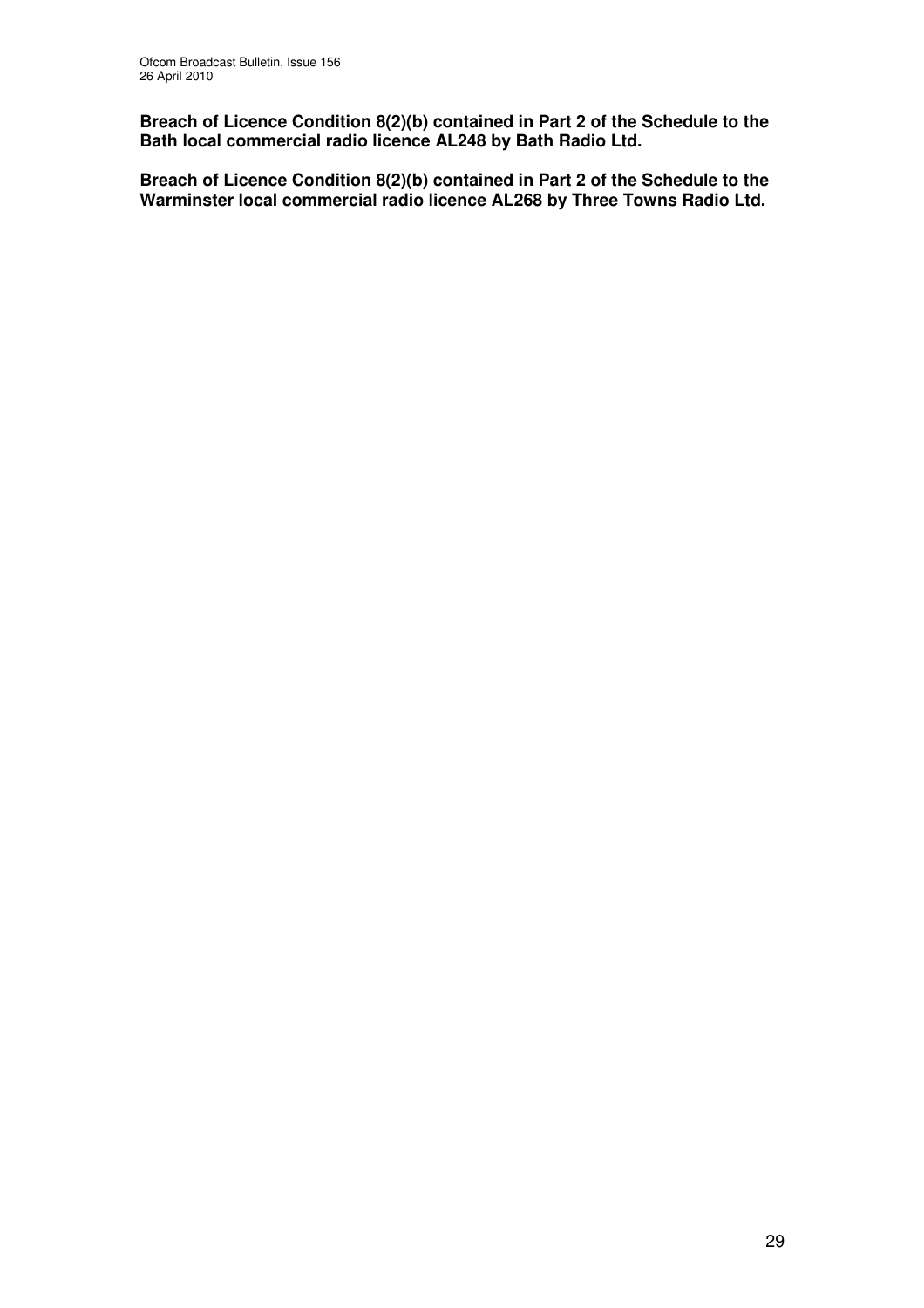**Breach of Licence Condition 8(2)(b) contained in Part 2 of the Schedule to the Bath local commercial radio licence AL248 by Bath Radio Ltd.**

**Breach of Licence Condition 8(2)(b) contained in Part 2 of the Schedule to the Warminster local commercial radio licence AL268 by Three Towns Radio Ltd.**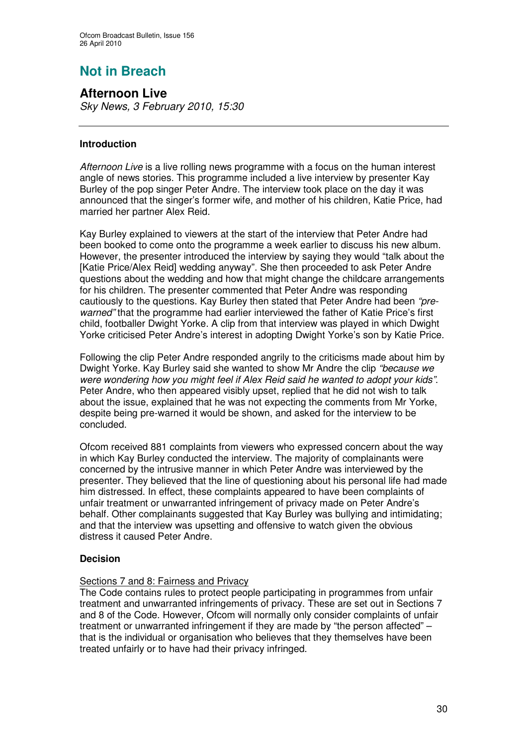# Not in Breach

## Afternoon Live

*Sky News, 3 February 2010, 15:30*

---

### Introduction

*Afternoon Live* is a live rolling news programme with a focus on the human interest angle of news stories. This programme included a live interview by presenter Kay Burley of the pop singer Peter Andre. The interview took place on the day it was announced that the singer's former wife, and mother of his children, Katie Price, had married her partner Alex Reid.

Kay Burley explained to viewers at the start of the interview that Peter Andre had been booked to come onto the programme a week earlier to discuss his new album. However, the presenter introduced the interview by saying they would "talk about the [Katie Price/Alex Reid] wedding anyway". She then proceeded to ask Peter Andre questions about the wedding and how that might change the childcare arrangements for his children. The presenter commented that Peter Andre was responding cautiously to the questions. Kay Burley then stated that Peter Andre had been *"pre-warned"* that the programme had earlier interviewed the father of Katie Price's first child, footballer Dwight Yorke. A clip from that interview was played in which Dwight Yorke criticised Peter Andre's interest in adopting Dwight Yorke's son by Katie Price.

Following the clip Peter Andre responded angrily to the criticisms made about him by Dwight Yorke. Kay Burley said she wanted to show Mr Andre the clip *"because we were wondering how you might feel if Alex Reid said he wanted to adopt your kids"*. Peter Andre, who then appeared visibly upset, replied that he did not wish to talk about the issue, explained that he was not expecting the comments from Mr Yorke, despite being pre-warned it would be shown, and asked for the interview to be concluded.

Ofcom received 881 complaints from viewers who expressed concern about the way in which Kay Burley conducted the interview. The majority of complainants were concerned by the intrusive manner in which Peter Andre was interviewed by the presenter. They believed that the line of questioning about his personal life had made him distressed. In effect, these complaints appeared to have been complaints of unfair treatment or unwarranted infringement of privacy made on Peter Andre's behalf. Other complainants suggested that Kay Burley was bullying and intimidating; and that the interview was upsetting and offensive to watch given the obvious distress it caused Peter Andre.

### Decision

Sections 7 and 8: Fairness and Privacy

The Code contains rules to protect people participating in programmes from unfair treatment and unwarranted infringements of privacy. These are set out in Sections 7 and 8 of the Code. However, Ofcom will normally only consider complaints of unfair treatment or unwarranted infringement if they are made by "the person affected" – that is the individual or organisation who believes that they themselves have been treated unfairly or to have had their privacy infringed.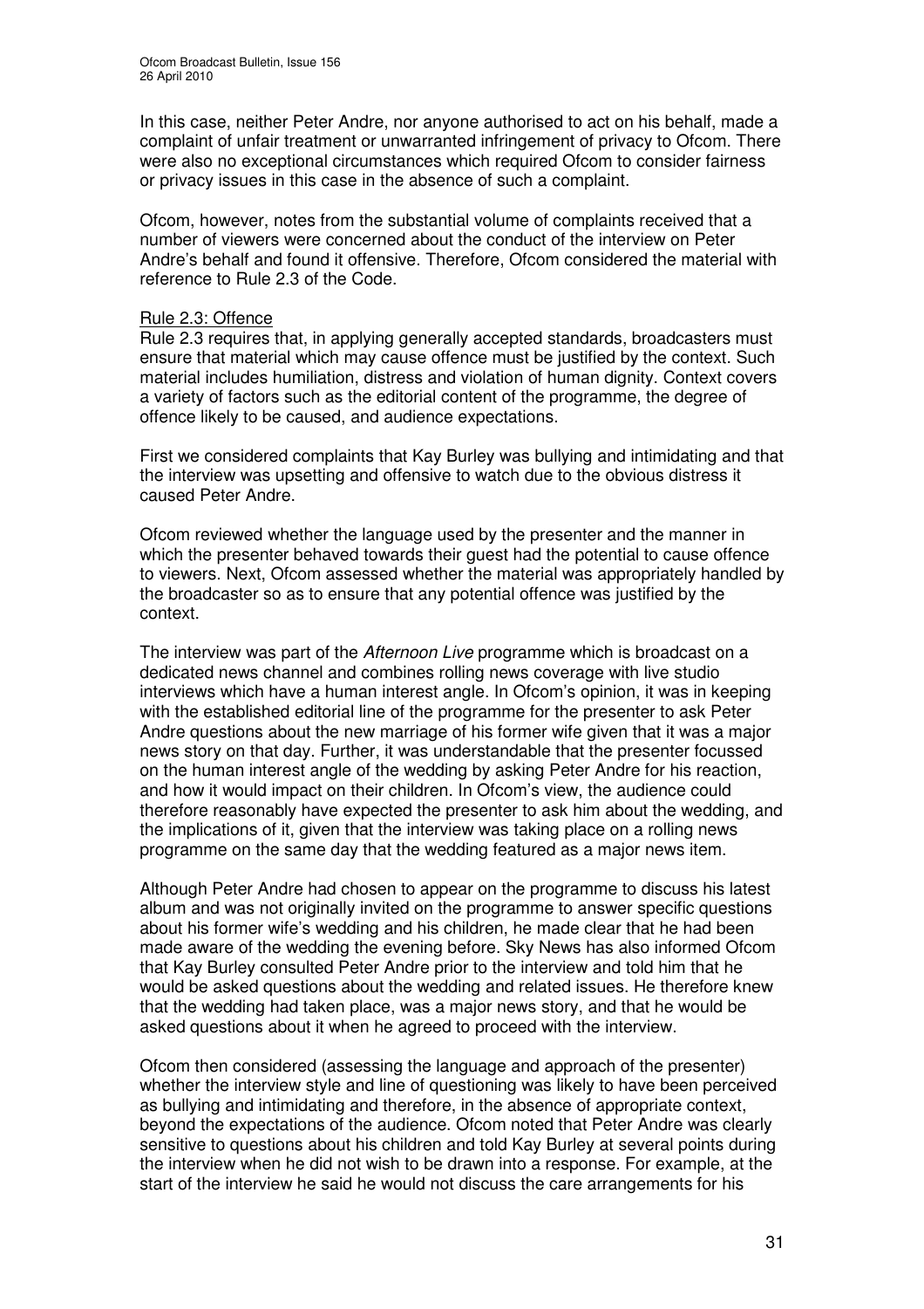In this case, neither Peter Andre, nor anyone authorised to act on his behalf, made a complaint of unfair treatment or unwarranted infringement of privacy to Ofcom. There were also no exceptional circumstances which required Ofcom to consider fairness or privacy issues in this case in the absence of such a complaint.

Ofcom, however, notes from the substantial volume of complaints received that a number of viewers were concerned about the conduct of the interview on Peter Andre's behalf and found it offensive. Therefore, Ofcom considered the material with reference to Rule 2.3 of the Code.

Rule 2.3: Offence

Rule 2.3 requires that, in applying generally accepted standards, broadcasters must ensure that material which may cause offence must be justified by the context. Such material includes humiliation, distress and violation of human dignity. Context covers a variety of factors such as the editorial content of the programme, the degree of offence likely to be caused, and audience expectations.

First we considered complaints that Kay Burley was bullying and intimidating and that the interview was upsetting and offensive to watch due to the obvious distress it caused Peter Andre.

Ofcom reviewed whether the language used by the presenter and the manner in which the presenter behaved towards their guest had the potential to cause offence to viewers. Next, Ofcom assessed whether the material was appropriately handled by the broadcaster so as to ensure that any potential offence was justified by the context.

The interview was part of the *Afternoon Live* programme which is broadcast on a dedicated news channel and combines rolling news coverage with live studio interviews which have a human interest angle. In Ofcom's opinion, it was in keeping with the established editorial line of the programme for the presenter to ask Peter Andre questions about the new marriage of his former wife given that it was a major news story on that day. Further, it was understandable that the presenter focussed on the human interest angle of the wedding by asking Peter Andre for his reaction, and how it would impact on their children. In Ofcom's view, the audience could therefore reasonably have expected the presenter to ask him about the wedding, and the implications of it, given that the interview was taking place on a rolling news programme on the same day that the wedding featured as a major news item.

Although Peter Andre had chosen to appear on the programme to discuss his latest album and was not originally invited on the programme to answer specific questions about his former wife's wedding and his children, he made clear that he had been made aware of the wedding the evening before. Sky News has also informed Ofcom that Kay Burley consulted Peter Andre prior to the interview and told him that he would be asked questions about the wedding and related issues. He therefore knew that the wedding had taken place, was a major news story, and that he would be asked questions about it when he agreed to proceed with the interview.

Ofcom then considered (assessing the language and approach of the presenter) whether the interview style and line of questioning was likely to have been perceived as bullying and intimidating and therefore, in the absence of appropriate context, beyond the expectations of the audience. Ofcom noted that Peter Andre was clearly sensitive to questions about his children and told Kay Burley at several points during the interview when he did not wish to be drawn into a response. For example, at the start of the interview he said he would not discuss the care arrangements for his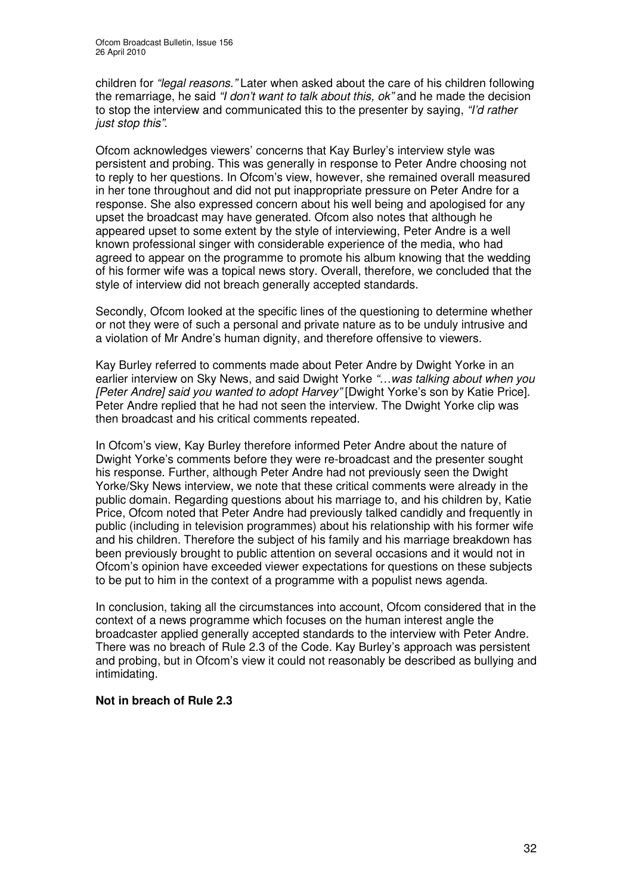children for *"legal reasons."* Later when asked about the care of his children following the remarriage, he said *"I don't want to talk about this, ok"* and he made the decision to stop the interview and communicated this to the presenter by saying, *"I'd rather just stop this"*.

Ofcom acknowledges viewers' concerns that Kay Burley's interview style was persistent and probing. This was generally in response to Peter Andre choosing not to reply to her questions. In Ofcom's view, however, she remained overall measured in her tone throughout and did not put inappropriate pressure on Peter Andre for a response. She also expressed concern about his well being and apologised for any upset the broadcast may have generated. Ofcom also notes that although he appeared upset to some extent by the style of interviewing, Peter Andre is a well known professional singer with considerable experience of the media, who had agreed to appear on the programme to promote his album knowing that the wedding of his former wife was a topical news story. Overall, therefore, we concluded that the style of interview did not breach generally accepted standards.

Secondly, Ofcom looked at the specific lines of the questioning to determine whether or not they were of such a personal and private nature as to be unduly intrusive and a violation of Mr Andre's human dignity, and therefore offensive to viewers.

Kay Burley referred to comments made about Peter Andre by Dwight Yorke in an earlier interview on Sky News, and said Dwight Yorke *"…was talking about when you [Peter Andre] said you wanted to adopt Harvey"* [Dwight Yorke's son by Katie Price]. Peter Andre replied that he had not seen the interview. The Dwight Yorke clip was then broadcast and his critical comments repeated.

In Ofcom's view, Kay Burley therefore informed Peter Andre about the nature of Dwight Yorke's comments before they were re-broadcast and the presenter sought his response. Further, although Peter Andre had not previously seen the Dwight Yorke/Sky News interview, we note that these critical comments were already in the public domain. Regarding questions about his marriage to, and his children by, Katie Price, Ofcom noted that Peter Andre had previously talked candidly and frequently in public (including in television programmes) about his relationship with his former wife and his children. Therefore the subject of his family and his marriage breakdown has been previously brought to public attention on several occasions and it would not in Ofcom's opinion have exceeded viewer expectations for questions on these subjects to be put to him in the context of a programme with a populist news agenda.

In conclusion, taking all the circumstances into account, Ofcom considered that in the context of a news programme which focuses on the human interest angle the broadcaster applied generally accepted standards to the interview with Peter Andre. There was no breach of Rule 2.3 of the Code. Kay Burley's approach was persistent and probing, but in Ofcom's view it could not reasonably be described as bullying and intimidating.

**Not in breach of Rule 2.3**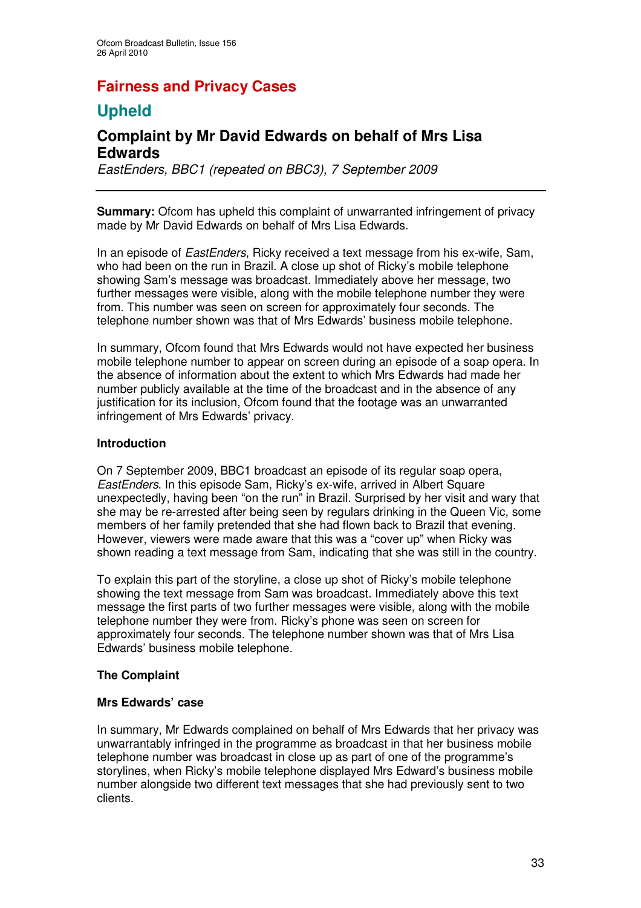# Fairness and Privacy Cases

## Upheld

### Complaint by Mr David Edwards on behalf of Mrs Lisa Edwards

*EastEnders, BBC1 (repeated on BBC3), 7 September 2009*

---

**Summary:** Ofcom has upheld this complaint of unwarranted infringement of privacy made by Mr David Edwards on behalf of Mrs Lisa Edwards.

In an episode of *EastEnders*, Ricky received a text message from his ex-wife, Sam, who had been on the run in Brazil. A close up shot of Ricky's mobile telephone showing Sam's message was broadcast. Immediately above her message, two further messages were visible, along with the mobile telephone number they were from. This number was seen on screen for approximately four seconds. The telephone number shown was that of Mrs Edwards' business mobile telephone.

In summary, Ofcom found that Mrs Edwards would not have expected her business mobile telephone number to appear on screen during an episode of a soap opera. In the absence of information about the extent to which Mrs Edwards had made her number publicly available at the time of the broadcast and in the absence of any justification for its inclusion, Ofcom found that the footage was an unwarranted infringement of Mrs Edwards' privacy.

**Introduction**

On 7 September 2009, BBC1 broadcast an episode of its regular soap opera, *EastEnders*. In this episode Sam, Ricky's ex-wife, arrived in Albert Square unexpectedly, having been "on the run" in Brazil. Surprised by her visit and wary that she may be re-arrested after being seen by regulars drinking in the Queen Vic, some members of her family pretended that she had flown back to Brazil that evening. However, viewers were made aware that this was a "cover up" when Ricky was shown reading a text message from Sam, indicating that she was still in the country.

To explain this part of the storyline, a close up shot of Ricky's mobile telephone showing the text message from Sam was broadcast. Immediately above this text message the first parts of two further messages were visible, along with the mobile telephone number they were from. Ricky's phone was seen on screen for approximately four seconds. The telephone number shown was that of Mrs Lisa Edwards' business mobile telephone.

**The Complaint**

**Mrs Edwards' case**

In summary, Mr Edwards complained on behalf of Mrs Edwards that her privacy was unwarrantably infringed in the programme as broadcast in that her business mobile telephone number was broadcast in close up as part of one of the programme's storylines, when Ricky's mobile telephone displayed Mrs Edward's business mobile number alongside two different text messages that she had previously sent to two clients.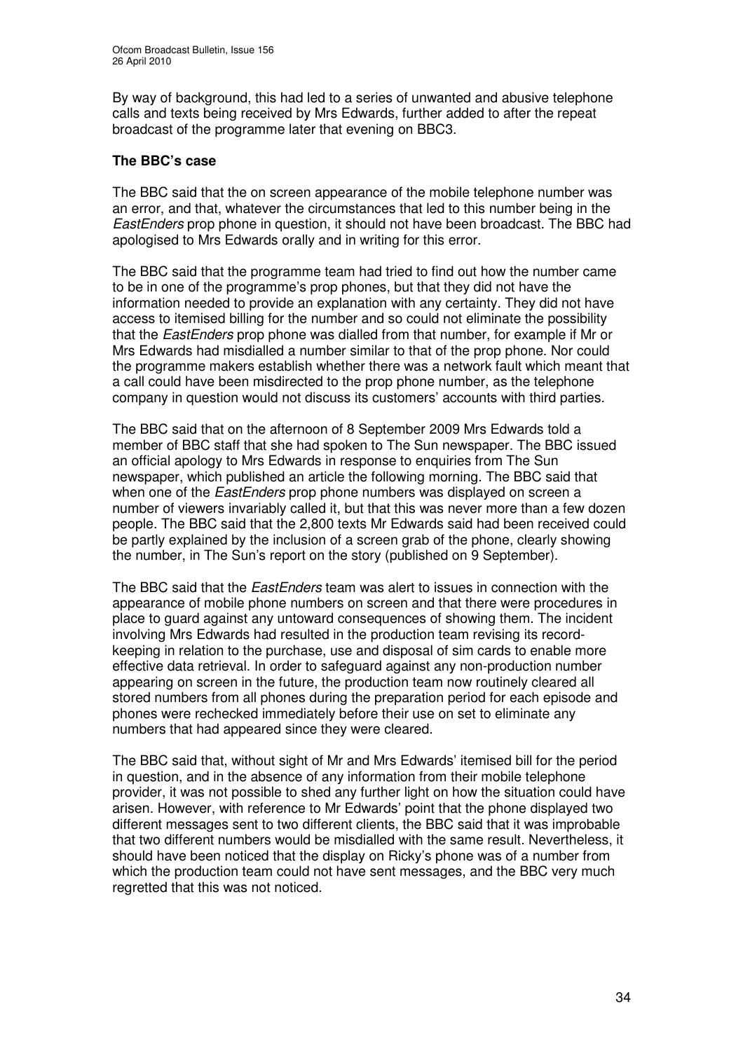By way of background, this had led to a series of unwanted and abusive telephone calls and texts being received by Mrs Edwards, further added to after the repeat broadcast of the programme later that evening on BBC3.

### The BBC's case

The BBC said that the on screen appearance of the mobile telephone number was an error, and that, whatever the circumstances that led to this number being in the *EastEnders* prop phone in question, it should not have been broadcast. The BBC had apologised to Mrs Edwards orally and in writing for this error.

The BBC said that the programme team had tried to find out how the number came to be in one of the programme's prop phones, but that they did not have the information needed to provide an explanation with any certainty. They did not have access to itemised billing for the number and so could not eliminate the possibility that the *EastEnders* prop phone was dialled from that number, for example if Mr or Mrs Edwards had misdialled a number similar to that of the prop phone. Nor could the programme makers establish whether there was a network fault which meant that a call could have been misdirected to the prop phone number, as the telephone company in question would not discuss its customers' accounts with third parties.

The BBC said that on the afternoon of 8 September 2009 Mrs Edwards told a member of BBC staff that she had spoken to The Sun newspaper. The BBC issued an official apology to Mrs Edwards in response to enquiries from The Sun newspaper, which published an article the following morning. The BBC said that when one of the *EastEnders* prop phone numbers was displayed on screen a number of viewers invariably called it, but that this was never more than a few dozen people. The BBC said that the 2,800 texts Mr Edwards said had been received could be partly explained by the inclusion of a screen grab of the phone, clearly showing the number, in The Sun's report on the story (published on 9 September).

The BBC said that the *EastEnders* team was alert to issues in connection with the appearance of mobile phone numbers on screen and that there were procedures in place to guard against any untoward consequences of showing them. The incident involving Mrs Edwards had resulted in the production team revising its record-keeping in relation to the purchase, use and disposal of sim cards to enable more effective data retrieval. In order to safeguard against any non-production number appearing on screen in the future, the production team now routinely cleared all stored numbers from all phones during the preparation period for each episode and phones were rechecked immediately before their use on set to eliminate any numbers that had appeared since they were cleared.

The BBC said that, without sight of Mr and Mrs Edwards' itemised bill for the period in question, and in the absence of any information from their mobile telephone provider, it was not possible to shed any further light on how the situation could have arisen. However, with reference to Mr Edwards' point that the phone displayed two different messages sent to two different clients, the BBC said that it was improbable that two different numbers would be misdialled with the same result. Nevertheless, it should have been noticed that the display on Ricky's phone was of a number from which the production team could not have sent messages, and the BBC very much regretted that this was not noticed.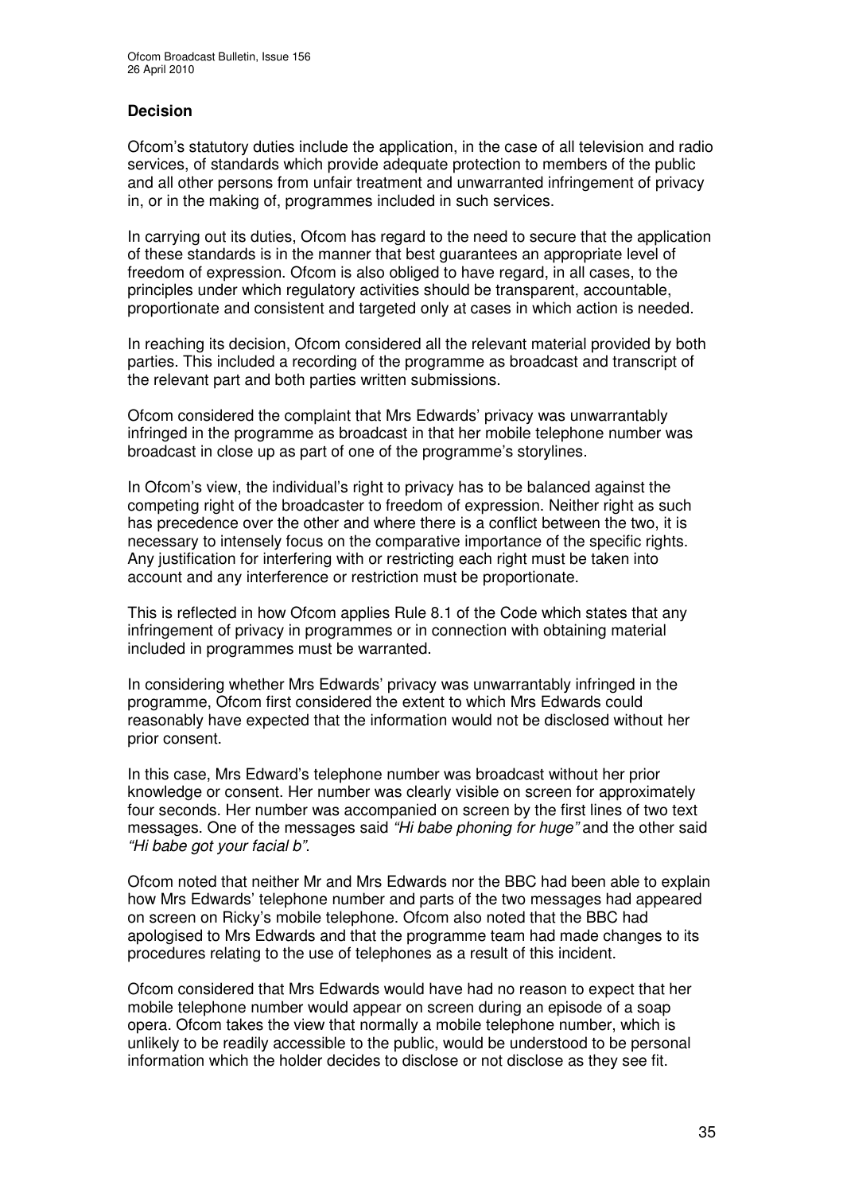### Decision

Ofcom's statutory duties include the application, in the case of all television and radio services, of standards which provide adequate protection to members of the public and all other persons from unfair treatment and unwarranted infringement of privacy in, or in the making of, programmes included in such services.

In carrying out its duties, Ofcom has regard to the need to secure that the application of these standards is in the manner that best guarantees an appropriate level of freedom of expression. Ofcom is also obliged to have regard, in all cases, to the principles under which regulatory activities should be transparent, accountable, proportionate and consistent and targeted only at cases in which action is needed.

In reaching its decision, Ofcom considered all the relevant material provided by both parties. This included a recording of the programme as broadcast and transcript of the relevant part and both parties written submissions.

Ofcom considered the complaint that Mrs Edwards' privacy was unwarrantably infringed in the programme as broadcast in that her mobile telephone number was broadcast in close up as part of one of the programme's storylines.

In Ofcom's view, the individual's right to privacy has to be balanced against the competing right of the broadcaster to freedom of expression. Neither right as such has precedence over the other and where there is a conflict between the two, it is necessary to intensely focus on the comparative importance of the specific rights. Any justification for interfering with or restricting each right must be taken into account and any interference or restriction must be proportionate.

This is reflected in how Ofcom applies Rule 8.1 of the Code which states that any infringement of privacy in programmes or in connection with obtaining material included in programmes must be warranted.

In considering whether Mrs Edwards' privacy was unwarrantably infringed in the programme, Ofcom first considered the extent to which Mrs Edwards could reasonably have expected that the information would not be disclosed without her prior consent.

In this case, Mrs Edward's telephone number was broadcast without her prior knowledge or consent. Her number was clearly visible on screen for approximately four seconds. Her number was accompanied on screen by the first lines of two text messages. One of the messages said *"Hi babe phoning for huge"* and the other said *"Hi babe got your facial b"*.

Ofcom noted that neither Mr and Mrs Edwards nor the BBC had been able to explain how Mrs Edwards' telephone number and parts of the two messages had appeared on screen on Ricky's mobile telephone. Ofcom also noted that the BBC had apologised to Mrs Edwards and that the programme team had made changes to its procedures relating to the use of telephones as a result of this incident.

Ofcom considered that Mrs Edwards would have had no reason to expect that her mobile telephone number would appear on screen during an episode of a soap opera. Ofcom takes the view that normally a mobile telephone number, which is unlikely to be readily accessible to the public, would be understood to be personal information which the holder decides to disclose or not disclose as they see fit.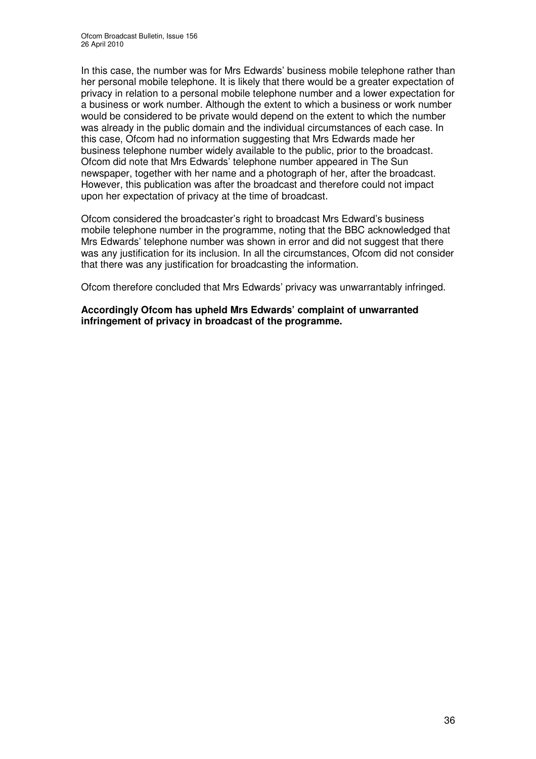In this case, the number was for Mrs Edwards' business mobile telephone rather than her personal mobile telephone. It is likely that there would be a greater expectation of privacy in relation to a personal mobile telephone number and a lower expectation for a business or work number. Although the extent to which a business or work number would be considered to be private would depend on the extent to which the number was already in the public domain and the individual circumstances of each case. In this case, Ofcom had no information suggesting that Mrs Edwards made her business telephone number widely available to the public, prior to the broadcast. Ofcom did note that Mrs Edwards' telephone number appeared in The Sun newspaper, together with her name and a photograph of her, after the broadcast. However, this publication was after the broadcast and therefore could not impact upon her expectation of privacy at the time of broadcast.

Ofcom considered the broadcaster's right to broadcast Mrs Edward's business mobile telephone number in the programme, noting that the BBC acknowledged that Mrs Edwards' telephone number was shown in error and did not suggest that there was any justification for its inclusion. In all the circumstances, Ofcom did not consider that there was any justification for broadcasting the information.

Ofcom therefore concluded that Mrs Edwards' privacy was unwarrantably infringed.

**Accordingly Ofcom has upheld Mrs Edwards' complaint of unwarranted infringement of privacy in broadcast of the programme.**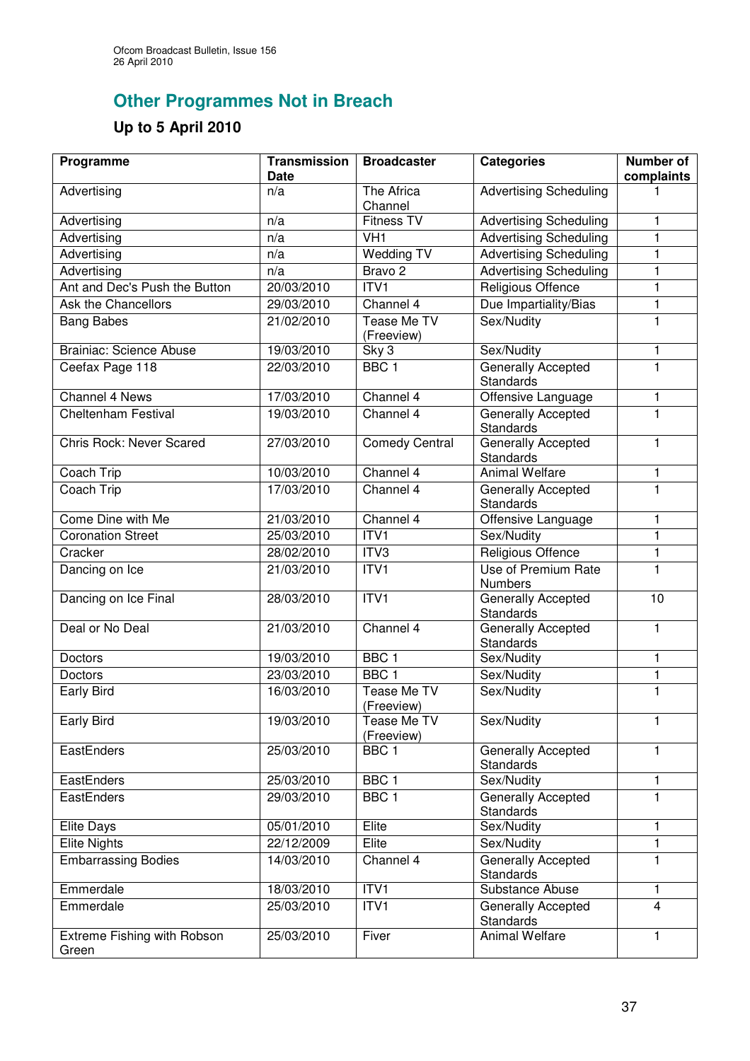## Other Programmes Not in Breach

### Up to 5 April 2010

| Programme | Transmission Date | Broadcaster | Categories | Number of complaints |
|---|---|---|---|---|
| Advertising | n/a | The Africa Channel | Advertising Scheduling | 1 |
| Advertising | n/a | Fitness TV | Advertising Scheduling | 1 |
| Advertising | n/a | VH1 | Advertising Scheduling | 1 |
| Advertising | n/a | Wedding TV | Advertising Scheduling | 1 |
| Advertising | n/a | Bravo 2 | Advertising Scheduling | 1 |
| Ant and Dec's Push the Button | 20/03/2010 | ITV1 | Religious Offence | 1 |
| Ask the Chancellors | 29/03/2010 | Channel 4 | Due Impartiality/Bias | 1 |
| Bang Babes | 21/02/2010 | Tease Me TV (Freeview) | Sex/Nudity | 1 |
| Brainiac: Science Abuse | 19/03/2010 | Sky 3 | Sex/Nudity | 1 |
| Ceefax Page 118 | 22/03/2010 | BBC 1 | Generally Accepted Standards | 1 |
| Channel 4 News | 17/03/2010 | Channel 4 | Offensive Language | 1 |
| Cheltenham Festival | 19/03/2010 | Channel 4 | Generally Accepted Standards | 1 |
| Chris Rock: Never Scared | 27/03/2010 | Comedy Central | Generally Accepted Standards | 1 |
| Coach Trip | 10/03/2010 | Channel 4 | Animal Welfare | 1 |
| Coach Trip | 17/03/2010 | Channel 4 | Generally Accepted Standards | 1 |
| Come Dine with Me | 21/03/2010 | Channel 4 | Offensive Language | 1 |
| Coronation Street | 25/03/2010 | ITV1 | Sex/Nudity | 1 |
| Cracker | 28/02/2010 | ITV3 | Religious Offence | 1 |
| Dancing on Ice | 21/03/2010 | ITV1 | Use of Premium Rate Numbers | 1 |
| Dancing on Ice Final | 28/03/2010 | ITV1 | Generally Accepted Standards | 10 |
| Deal or No Deal | 21/03/2010 | Channel 4 | Generally Accepted Standards | 1 |
| Doctors | 19/03/2010 | BBC 1 | Sex/Nudity | 1 |
| Doctors | 23/03/2010 | BBC 1 | Sex/Nudity | 1 |
| Early Bird | 16/03/2010 | Tease Me TV (Freeview) | Sex/Nudity | 1 |
| Early Bird | 19/03/2010 | Tease Me TV (Freeview) | Sex/Nudity | 1 |
| EastEnders | 25/03/2010 | BBC 1 | Generally Accepted Standards | 1 |
| EastEnders | 25/03/2010 | BBC 1 | Sex/Nudity | 1 |
| EastEnders | 29/03/2010 | BBC 1 | Generally Accepted Standards | 1 |
| Elite Days | 05/01/2010 | Elite | Sex/Nudity | 1 |
| Elite Nights | 22/12/2009 | Elite | Sex/Nudity | 1 |
| Embarrassing Bodies | 14/03/2010 | Channel 4 | Generally Accepted Standards | 1 |
| Emmerdale | 18/03/2010 | ITV1 | Substance Abuse | 1 |
| Emmerdale | 25/03/2010 | ITV1 | Generally Accepted Standards | 4 |
| Extreme Fishing with Robson Green | 25/03/2010 | Fiver | Animal Welfare | 1 |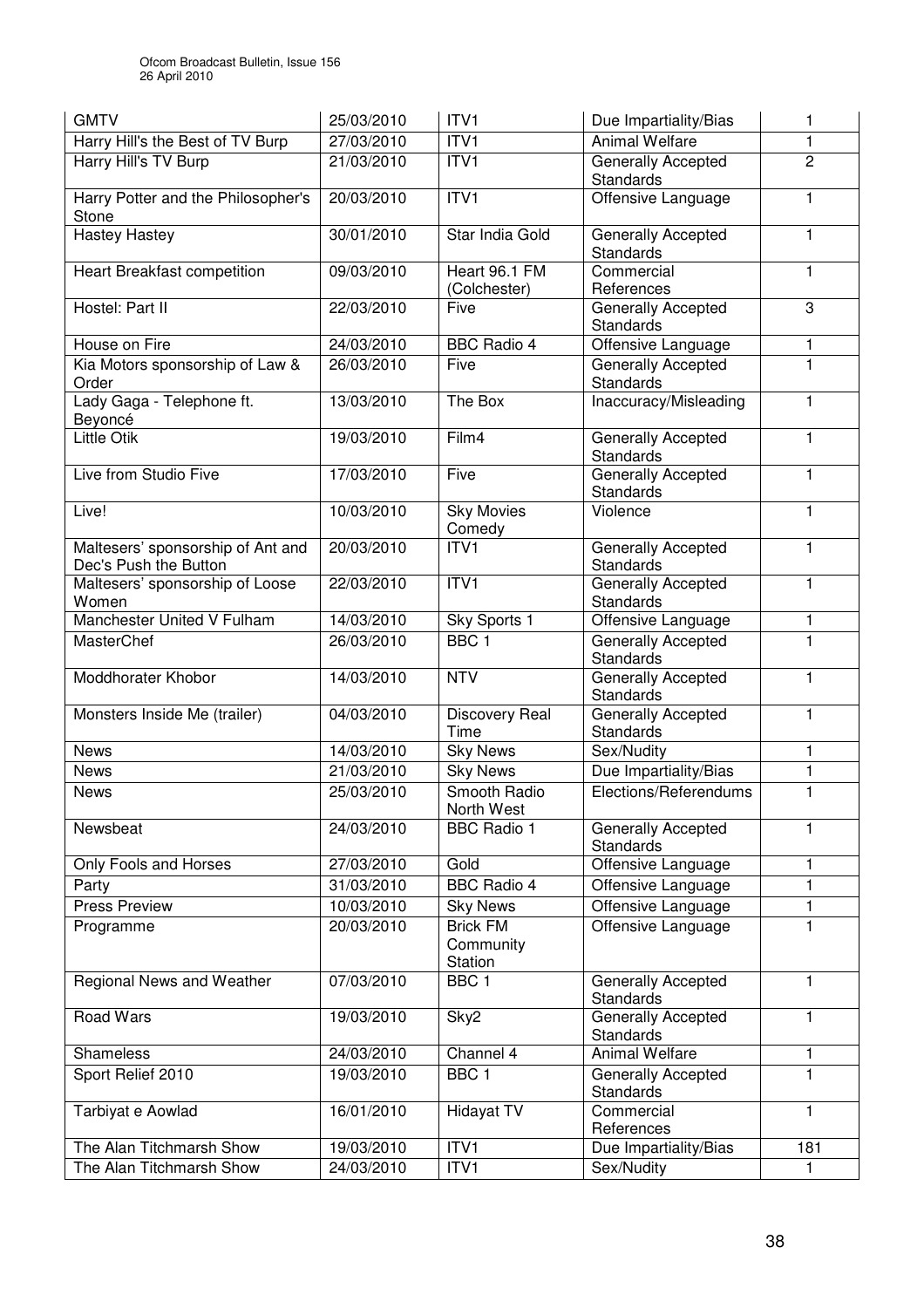| GMTV | 25/03/2010 | ITV1 | Due Impartiality/Bias | 1 |
|---|---|---|---|---|
| Harry Hill's the Best of TV Burp | 27/03/2010 | ITV1 | Animal Welfare | 1 |
| Harry Hill's TV Burp | 21/03/2010 | ITV1 | Generally Accepted Standards | 2 |
| Harry Potter and the Philosopher's Stone | 20/03/2010 | ITV1 | Offensive Language | 1 |
| Hastey Hastey | 30/01/2010 | Star India Gold | Generally Accepted Standards | 1 |
| Heart Breakfast competition | 09/03/2010 | Heart 96.1 FM (Colchester) | Commercial References | 1 |
| Hostel: Part II | 22/03/2010 | Five | Generally Accepted Standards | 3 |
| House on Fire | 24/03/2010 | BBC Radio 4 | Offensive Language | 1 |
| Kia Motors sponsorship of Law & Order | 26/03/2010 | Five | Generally Accepted Standards | 1 |
| Lady Gaga - Telephone ft. Beyoncé | 13/03/2010 | The Box | Inaccuracy/Misleading | 1 |
| Little Otik | 19/03/2010 | Film4 | Generally Accepted Standards | 1 |
| Live from Studio Five | 17/03/2010 | Five | Generally Accepted Standards | 1 |
| Live! | 10/03/2010 | Sky Movies Comedy | Violence | 1 |
| Maltesers' sponsorship of Ant and Dec's Push the Button | 20/03/2010 | ITV1 | Generally Accepted Standards | 1 |
| Maltesers' sponsorship of Loose Women | 22/03/2010 | ITV1 | Generally Accepted Standards | 1 |
| Manchester United V Fulham | 14/03/2010 | Sky Sports 1 | Offensive Language | 1 |
| MasterChef | 26/03/2010 | BBC 1 | Generally Accepted Standards | 1 |
| Moddhorater Khobor | 14/03/2010 | NTV | Generally Accepted Standards | 1 |
| Monsters Inside Me (trailer) | 04/03/2010 | Discovery Real Time | Generally Accepted Standards | 1 |
| News | 14/03/2010 | Sky News | Sex/Nudity | 1 |
| News | 21/03/2010 | Sky News | Due Impartiality/Bias | 1 |
| News | 25/03/2010 | Smooth Radio North West | Elections/Referendums | 1 |
| Newsbeat | 24/03/2010 | BBC Radio 1 | Generally Accepted Standards | 1 |
| Only Fools and Horses | 27/03/2010 | Gold | Offensive Language | 1 |
| Party | 31/03/2010 | BBC Radio 4 | Offensive Language | 1 |
| Press Preview | 10/03/2010 | Sky News | Offensive Language | 1 |
| Programme | 20/03/2010 | Brick FM Community Station | Offensive Language | 1 |
| Regional News and Weather | 07/03/2010 | BBC 1 | Generally Accepted Standards | 1 |
| Road Wars | 19/03/2010 | Sky2 | Generally Accepted Standards | 1 |
| Shameless | 24/03/2010 | Channel 4 | Animal Welfare | 1 |
| Sport Relief 2010 | 19/03/2010 | BBC 1 | Generally Accepted Standards | 1 |
| Tarbiyat e Aowlad | 16/01/2010 | Hidayat TV | Commercial References | 1 |
| The Alan Titchmarsh Show | 19/03/2010 | ITV1 | Due Impartiality/Bias | 181 |
| The Alan Titchmarsh Show | 24/03/2010 | ITV1 | Sex/Nudity | 1 |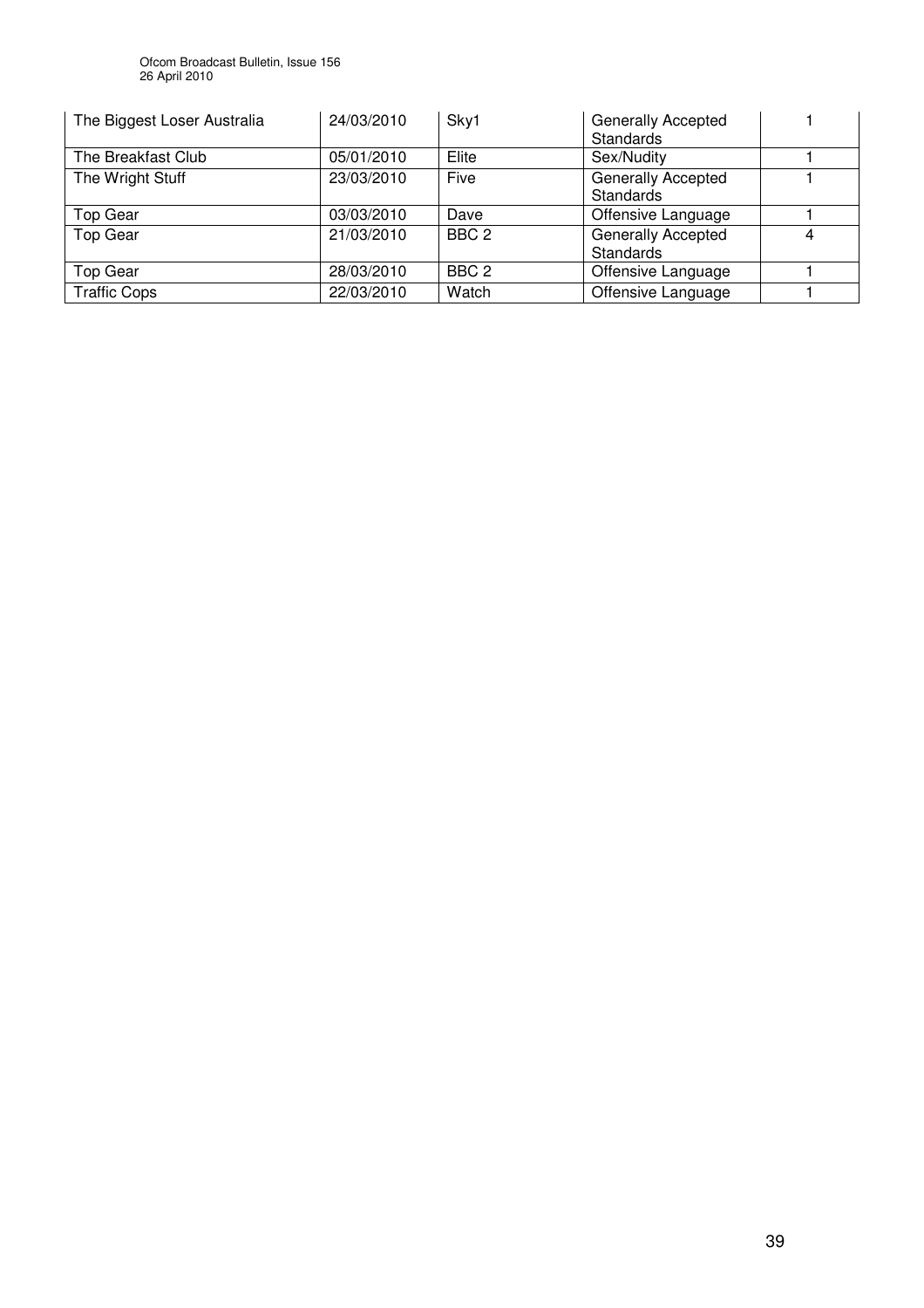| | | | | |
|---|---|---|---|---|
| The Biggest Loser Australia | 24/03/2010 | Sky1 | Generally Accepted Standards | 1 |
| The Breakfast Club | 05/01/2010 | Elite | Sex/Nudity | 1 |
| The Wright Stuff | 23/03/2010 | Five | Generally Accepted Standards | 1 |
| Top Gear | 03/03/2010 | Dave | Offensive Language | 1 |
| Top Gear | 21/03/2010 | BBC 2 | Generally Accepted Standards | 4 |
| Top Gear | 28/03/2010 | BBC 2 | Offensive Language | 1 |
| Traffic Cops | 22/03/2010 | Watch | Offensive Language | 1 |